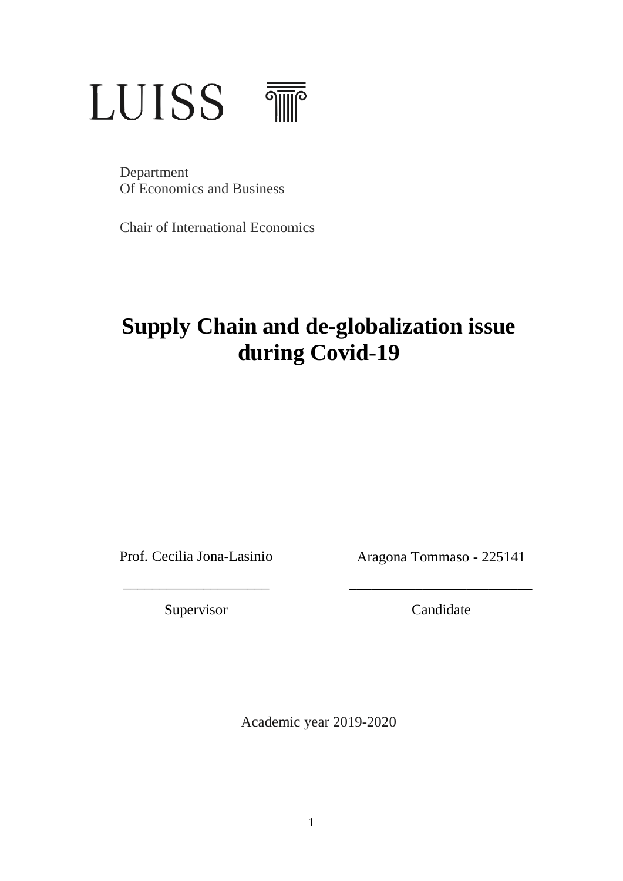LUISS

Department
Of Economics and Business

Chair of International Economics

# Supply Chain and de-globalization issue during Covid-19

| Prof. Cecilia Jona-Lasinio | Aragona Tommaso - 225141 |
|---|---|
| ____________________ | _________________________ |
| Supervisor | Candidate |

Academic year 2019-2020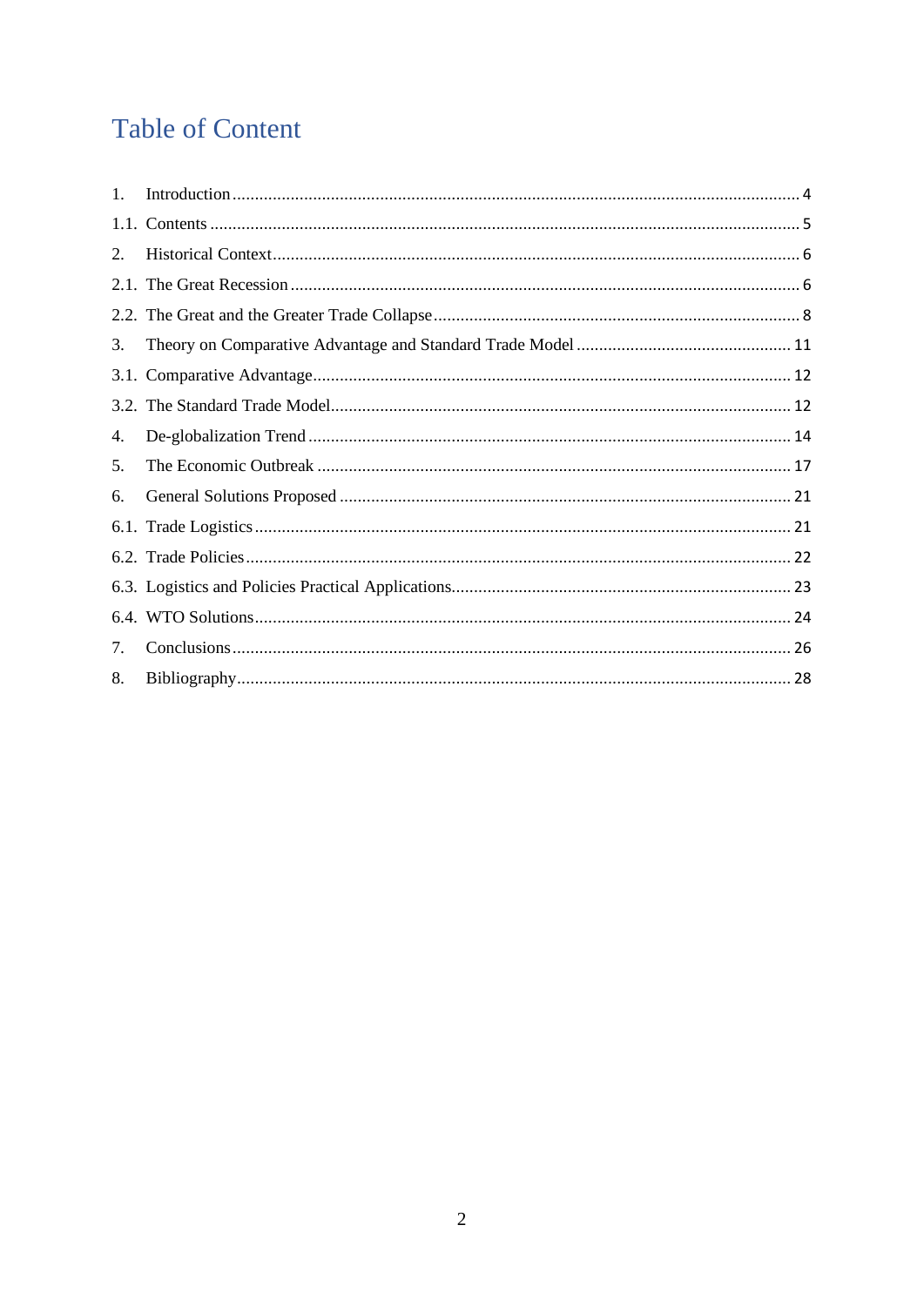# Table of Content

1. Introduction ........................................................................................................................ 4
1.1. Contents ........................................................................................................................... 5
2. Historical Context ............................................................................................................... 6
2.1. The Great Recession ........................................................................................................ 6
2.2. The Great and the Greater Trade Collapse ......................................................................... 8
3. Theory on Comparative Advantage and Standard Trade Model ........................................... 11
3.1. Comparative Advantage ................................................................................................... 12
3.2. The Standard Trade Model ............................................................................................... 12
4. De-globalization Trend ....................................................................................................... 14
5. The Economic Outbreak ..................................................................................................... 17
6. General Solutions Proposed ............................................................................................... 21
6.1. Trade Logistics ................................................................................................................ 21
6.2. Trade Policies .................................................................................................................. 22
6.3. Logistics and Policies Practical Applications ..................................................................... 23
6.4. WTO Solutions ................................................................................................................ 24
7. Conclusions ........................................................................................................................ 26
8. Bibliography ....................................................................................................................... 28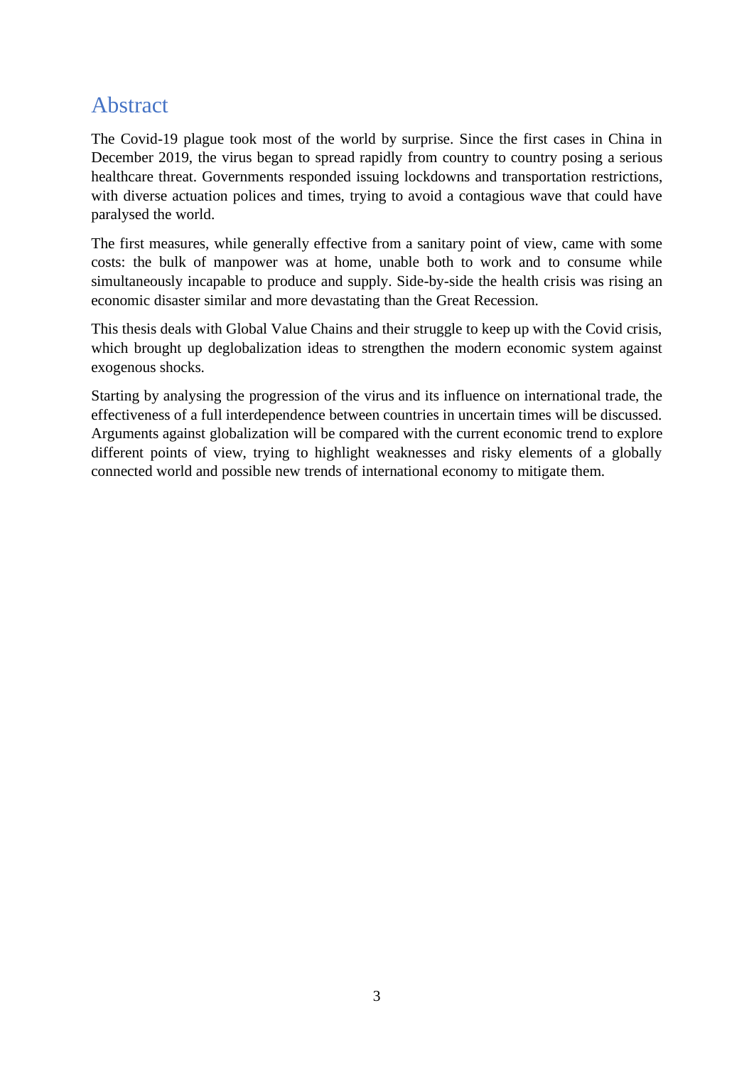# Abstract

The Covid-19 plague took most of the world by surprise. Since the first cases in China in December 2019, the virus began to spread rapidly from country to country posing a serious healthcare threat. Governments responded issuing lockdowns and transportation restrictions, with diverse actuation polices and times, trying to avoid a contagious wave that could have paralysed the world.

The first measures, while generally effective from a sanitary point of view, came with some costs: the bulk of manpower was at home, unable both to work and to consume while simultaneously incapable to produce and supply. Side-by-side the health crisis was rising an economic disaster similar and more devastating than the Great Recession.

This thesis deals with Global Value Chains and their struggle to keep up with the Covid crisis, which brought up deglobalization ideas to strengthen the modern economic system against exogenous shocks.

Starting by analysing the progression of the virus and its influence on international trade, the effectiveness of a full interdependence between countries in uncertain times will be discussed. Arguments against globalization will be compared with the current economic trend to explore different points of view, trying to highlight weaknesses and risky elements of a globally connected world and possible new trends of international economy to mitigate them.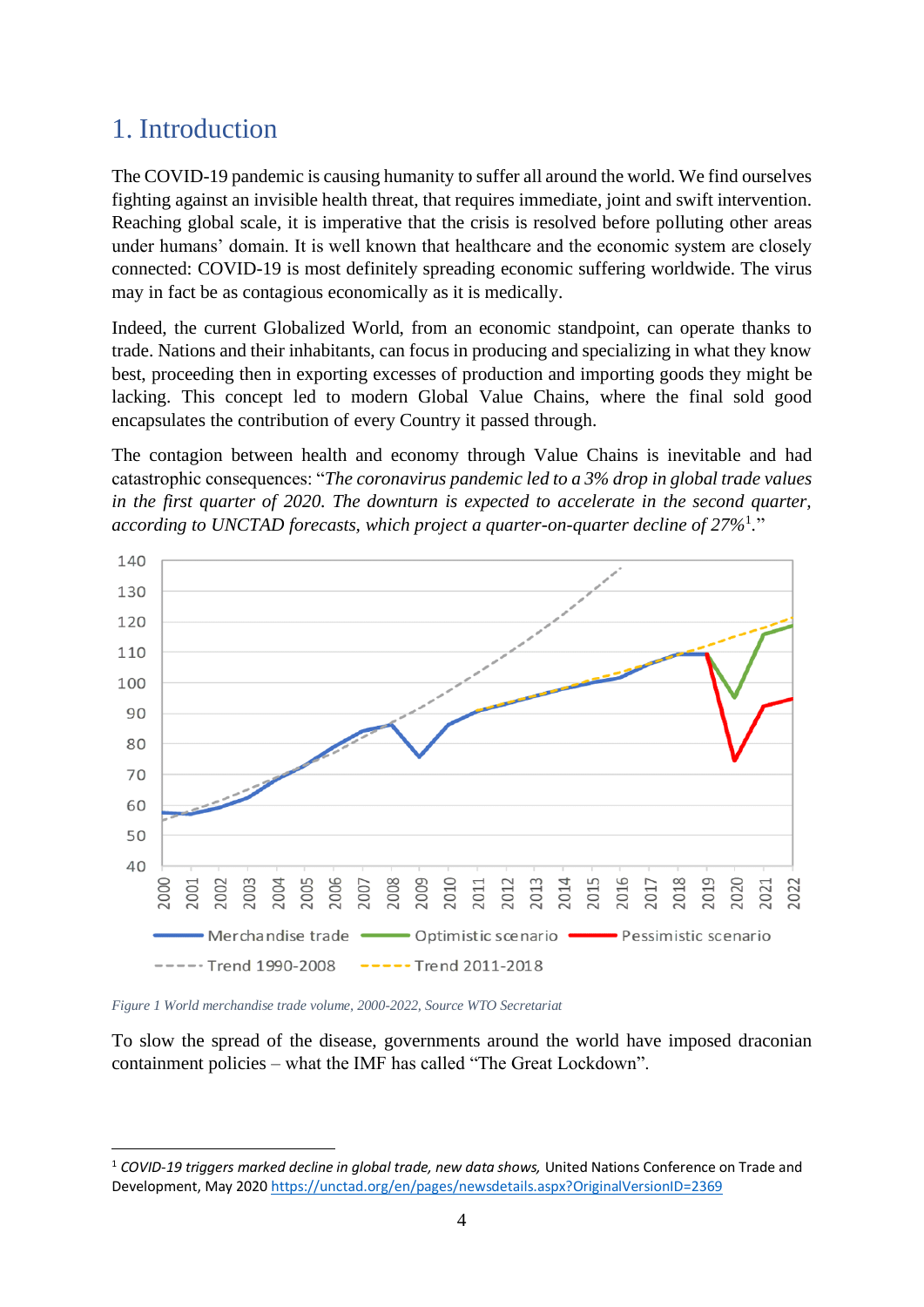# 1. Introduction

The COVID-19 pandemic is causing humanity to suffer all around the world. We find ourselves fighting against an invisible health threat, that requires immediate, joint and swift intervention. Reaching global scale, it is imperative that the crisis is resolved before polluting other areas under humans' domain. It is well known that healthcare and the economic system are closely connected: COVID-19 is most definitely spreading economic suffering worldwide. The virus may in fact be as contagious economically as it is medically.

Indeed, the current Globalized World, from an economic standpoint, can operate thanks to trade. Nations and their inhabitants, can focus in producing and specializing in what they know best, proceeding then in exporting excesses of production and importing goods they might be lacking. This concept led to modern Global Value Chains, where the final sold good encapsulates the contribution of every Country it passed through.

The contagion between health and economy through Value Chains is inevitable and had catastrophic consequences: "*The coronavirus pandemic led to a 3% drop in global trade values in the first quarter of 2020. The downturn is expected to accelerate in the second quarter, according to UNCTAD forecasts, which project a quarter-on-quarter decline of 27%*[1]."

*Figure 1 World merchandise trade volume, 2000-2022, Source WTO Secretariat*

To slow the spread of the disease, governments around the world have imposed draconian containment policies – what the IMF has called "The Great Lockdown".

[1] *COVID-19 triggers marked decline in global trade, new data shows,* United Nations Conference on Trade and Development, May 2020 https://unctad.org/en/pages/newsdetails.aspx?OriginalVersionID=2369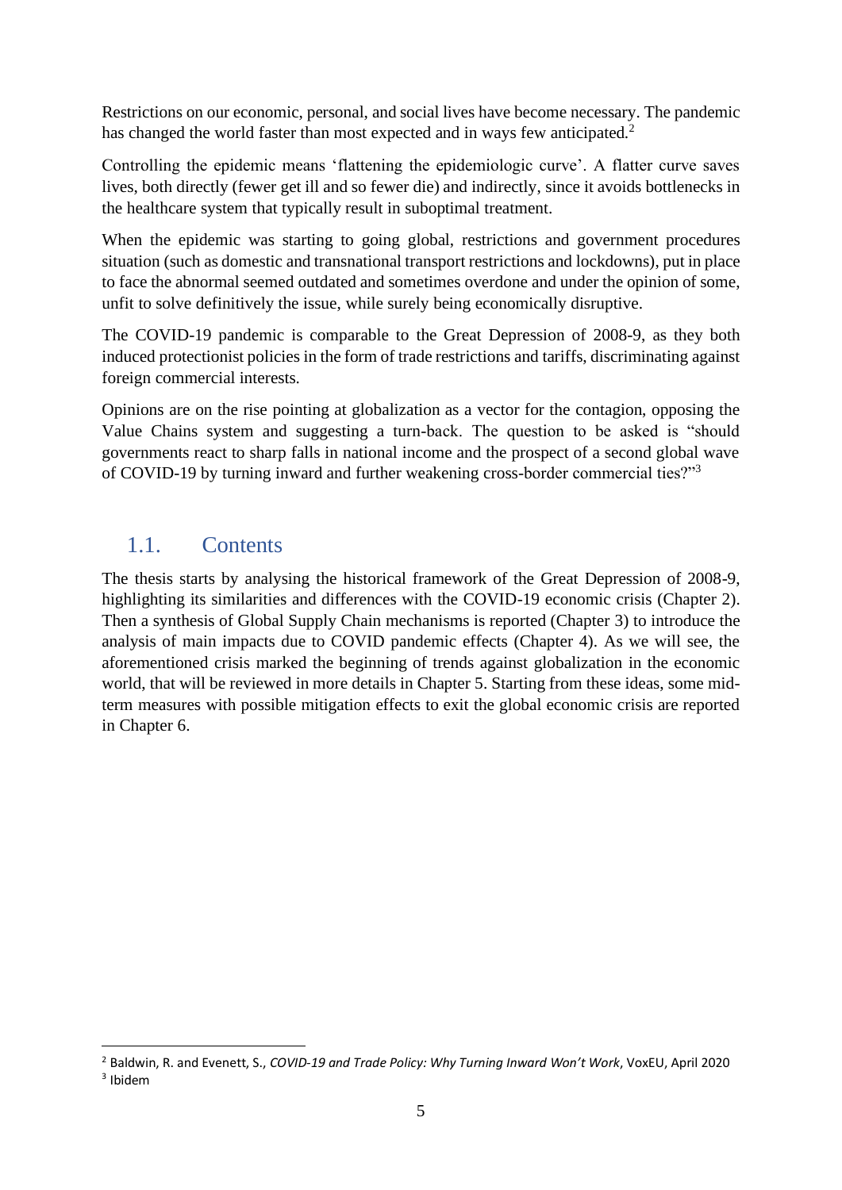Restrictions on our economic, personal, and social lives have become necessary. The pandemic has changed the world faster than most expected and in ways few anticipated.[2]

Controlling the epidemic means 'flattening the epidemiologic curve'. A flatter curve saves lives, both directly (fewer get ill and so fewer die) and indirectly, since it avoids bottlenecks in the healthcare system that typically result in suboptimal treatment.

When the epidemic was starting to going global, restrictions and government procedures situation (such as domestic and transnational transport restrictions and lockdowns), put in place to face the abnormal seemed outdated and sometimes overdone and under the opinion of some, unfit to solve definitively the issue, while surely being economically disruptive.

The COVID-19 pandemic is comparable to the Great Depression of 2008-9, as they both induced protectionist policies in the form of trade restrictions and tariffs, discriminating against foreign commercial interests.

Opinions are on the rise pointing at globalization as a vector for the contagion, opposing the Value Chains system and suggesting a turn-back. The question to be asked is "should governments react to sharp falls in national income and the prospect of a second global wave of COVID-19 by turning inward and further weakening cross-border commercial ties?"[3]

## 1.1. Contents

The thesis starts by analysing the historical framework of the Great Depression of 2008-9, highlighting its similarities and differences with the COVID-19 economic crisis (Chapter 2). Then a synthesis of Global Supply Chain mechanisms is reported (Chapter 3) to introduce the analysis of main impacts due to COVID pandemic effects (Chapter 4). As we will see, the aforementioned crisis marked the beginning of trends against globalization in the economic world, that will be reviewed in more details in Chapter 5. Starting from these ideas, some mid-term measures with possible mitigation effects to exit the global economic crisis are reported in Chapter 6.

---

[2] Baldwin, R. and Evenett, S., *COVID-19 and Trade Policy: Why Turning Inward Won't Work*, VoxEU, April 2020

[3] Ibidem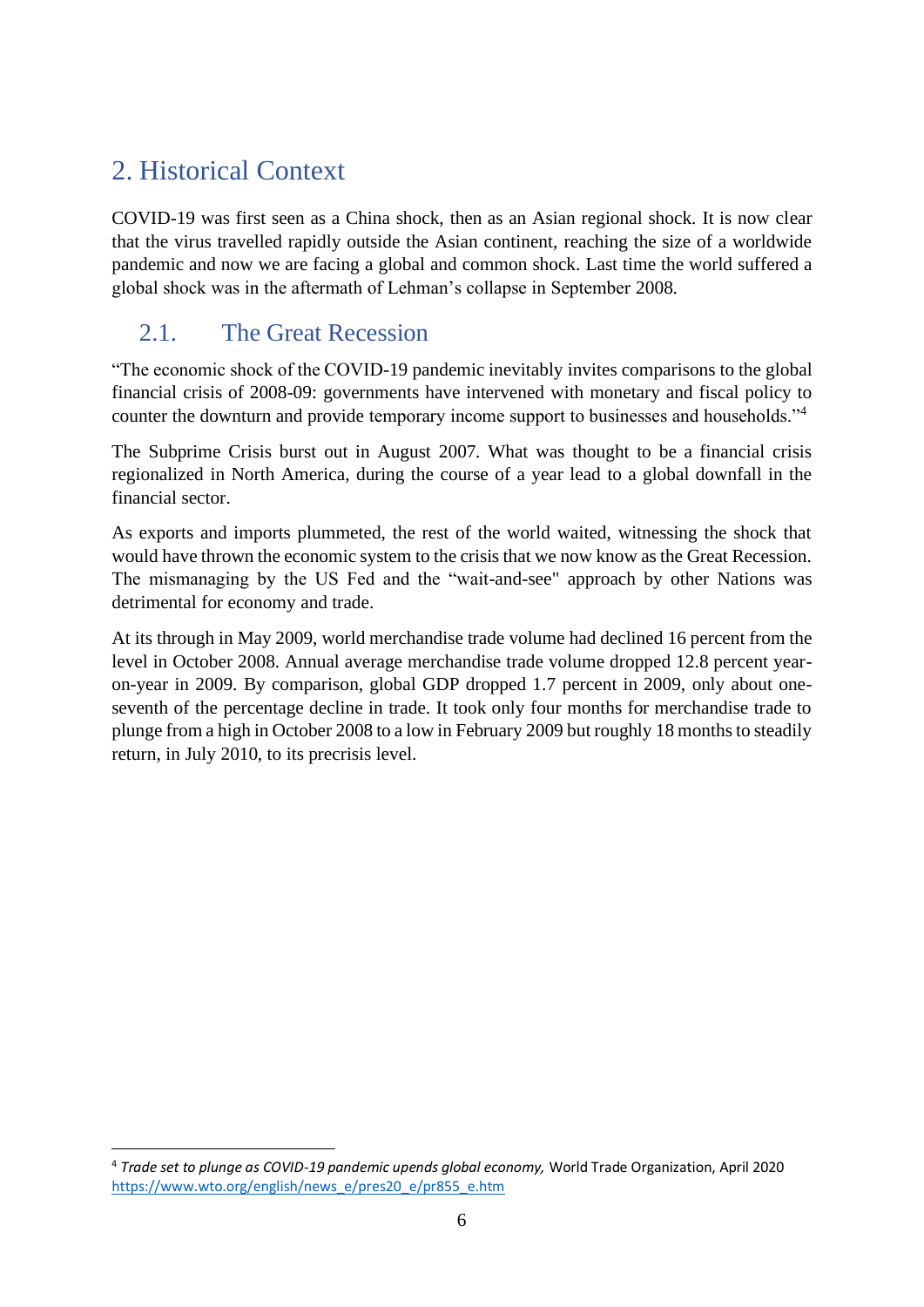# 2. Historical Context

COVID-19 was first seen as a China shock, then as an Asian regional shock. It is now clear that the virus travelled rapidly outside the Asian continent, reaching the size of a worldwide pandemic and now we are facing a global and common shock. Last time the world suffered a global shock was in the aftermath of Lehman's collapse in September 2008.

## 2.1. The Great Recession

"The economic shock of the COVID-19 pandemic inevitably invites comparisons to the global financial crisis of 2008-09: governments have intervened with monetary and fiscal policy to counter the downturn and provide temporary income support to businesses and households."[4]

The Subprime Crisis burst out in August 2007. What was thought to be a financial crisis regionalized in North America, during the course of a year lead to a global downfall in the financial sector.

As exports and imports plummeted, the rest of the world waited, witnessing the shock that would have thrown the economic system to the crisis that we now know as the Great Recession. The mismanaging by the US Fed and the "wait-and-see" approach by other Nations was detrimental for economy and trade.

At its through in May 2009, world merchandise trade volume had declined 16 percent from the level in October 2008. Annual average merchandise trade volume dropped 12.8 percent year-on-year in 2009. By comparison, global GDP dropped 1.7 percent in 2009, only about one-seventh of the percentage decline in trade. It took only four months for merchandise trade to plunge from a high in October 2008 to a low in February 2009 but roughly 18 months to steadily return, in July 2010, to its precrisis level.

---

[4] *Trade set to plunge as COVID-19 pandemic upends global economy,* World Trade Organization, April 2020 https://www.wto.org/english/news_e/pres20_e/pr855_e.htm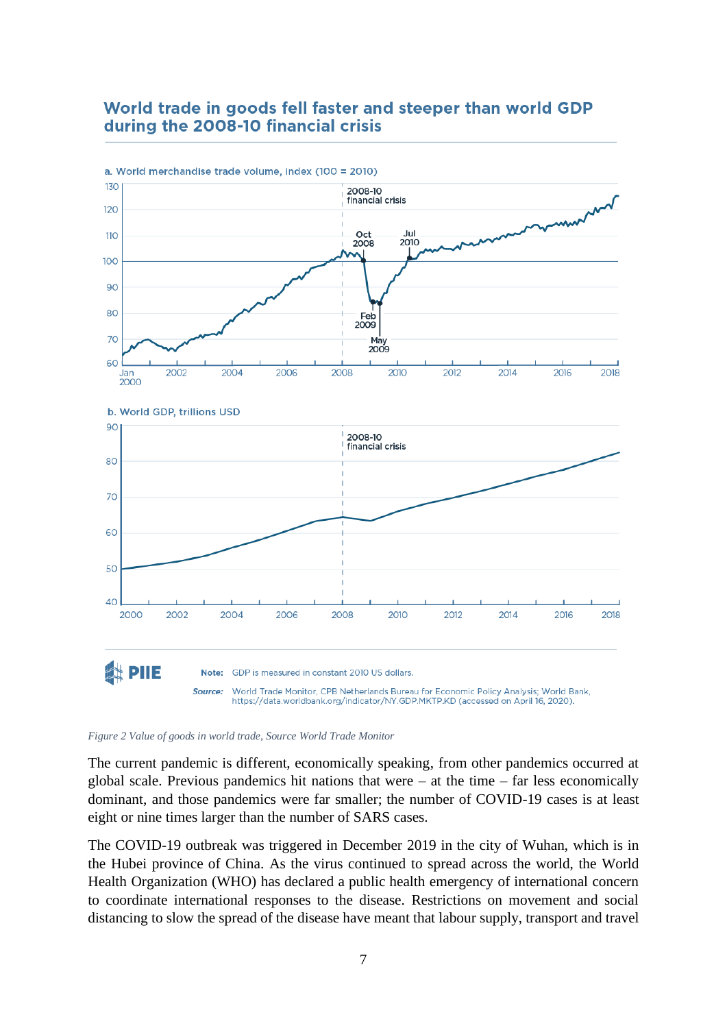## World trade in goods fell faster and steeper than world GDP during the 2008-10 financial crisis

a. World merchandise trade volume, index (100 = 2010)

b. World GDP, trillions USD

**Note:** GDP is measured in constant 2010 US dollars.

***Source:*** World Trade Monitor, CPB Netherlands Bureau for Economic Policy Analysis; World Bank, https://data.worldbank.org/indicator/NY.GDP.MKTP.KD (accessed on April 16, 2020).

*Figure 2 Value of goods in world trade, Source World Trade Monitor*

The current pandemic is different, economically speaking, from other pandemics occurred at global scale. Previous pandemics hit nations that were – at the time – far less economically dominant, and those pandemics were far smaller; the number of COVID-19 cases is at least eight or nine times larger than the number of SARS cases.

The COVID-19 outbreak was triggered in December 2019 in the city of Wuhan, which is in the Hubei province of China. As the virus continued to spread across the world, the World Health Organization (WHO) has declared a public health emergency of international concern to coordinate international responses to the disease. Restrictions on movement and social distancing to slow the spread of the disease have meant that labour supply, transport and travel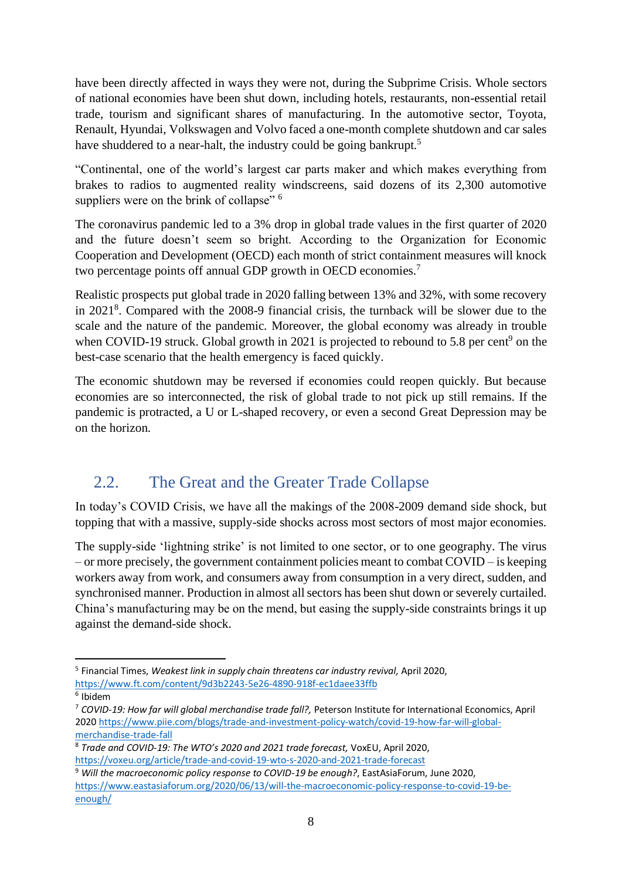have been directly affected in ways they were not, during the Subprime Crisis. Whole sectors of national economies have been shut down, including hotels, restaurants, non-essential retail trade, tourism and significant shares of manufacturing. In the automotive sector, Toyota, Renault, Hyundai, Volkswagen and Volvo faced a one-month complete shutdown and car sales have shuddered to a near-halt, the industry could be going bankrupt.[5]

"Continental, one of the world's largest car parts maker and which makes everything from brakes to radios to augmented reality windscreens, said dozens of its 2,300 automotive suppliers were on the brink of collapse" [6]

The coronavirus pandemic led to a 3% drop in global trade values in the first quarter of 2020 and the future doesn't seem so bright. According to the Organization for Economic Cooperation and Development (OECD) each month of strict containment measures will knock two percentage points off annual GDP growth in OECD economies.[7]

Realistic prospects put global trade in 2020 falling between 13% and 32%, with some recovery in 2021[8]. Compared with the 2008-9 financial crisis, the turnback will be slower due to the scale and the nature of the pandemic. Moreover, the global economy was already in trouble when COVID-19 struck. Global growth in 2021 is projected to rebound to 5.8 per cent[9] on the best-case scenario that the health emergency is faced quickly.

The economic shutdown may be reversed if economies could reopen quickly. But because economies are so interconnected, the risk of global trade to not pick up still remains. If the pandemic is protracted, a U or L-shaped recovery, or even a second Great Depression may be on the horizon.

## 2.2. The Great and the Greater Trade Collapse

In today's COVID Crisis, we have all the makings of the 2008-2009 demand side shock, but topping that with a massive, supply-side shocks across most sectors of most major economies.

The supply-side 'lightning strike' is not limited to one sector, or to one geography. The virus – or more precisely, the government containment policies meant to combat COVID – is keeping workers away from work, and consumers away from consumption in a very direct, sudden, and synchronised manner. Production in almost all sectors has been shut down or severely curtailed. China's manufacturing may be on the mend, but easing the supply-side constraints brings it up against the demand-side shock.

---

[5] Financial Times, *Weakest link in supply chain threatens car industry revival,* April 2020, https://www.ft.com/content/9d3b2243-5e26-4890-918f-ec1daee33ffb

[6] Ibidem

[7] *COVID-19: How far will global merchandise trade fall?,* Peterson Institute for International Economics, April 2020 https://www.piie.com/blogs/trade-and-investment-policy-watch/covid-19-how-far-will-global-merchandise-trade-fall

[8] *Trade and COVID-19: The WTO's 2020 and 2021 trade forecast,* VoxEU, April 2020, https://voxeu.org/article/trade-and-covid-19-wto-s-2020-and-2021-trade-forecast

[9] *Will the macroeconomic policy response to COVID-19 be enough?*, EastAsiaForum, June 2020, https://www.eastasiaforum.org/2020/06/13/will-the-macroeconomic-policy-response-to-covid-19-be-enough/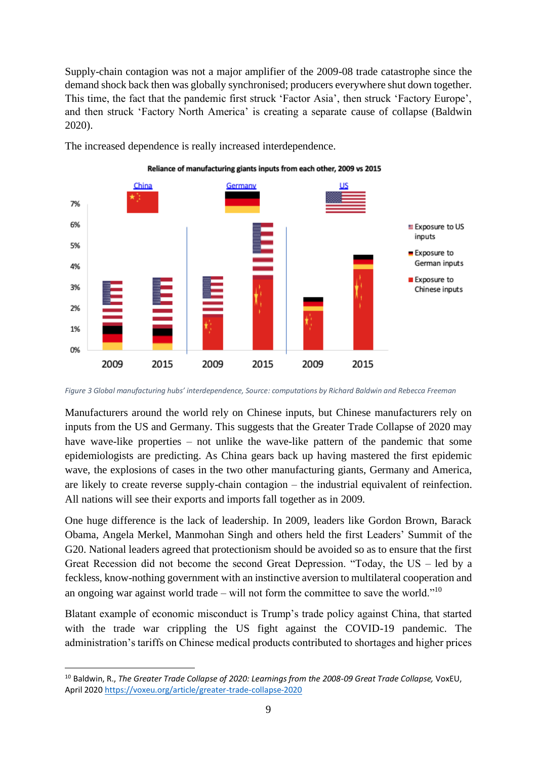Supply-chain contagion was not a major amplifier of the 2009-08 trade catastrophe since the demand shock back then was globally synchronised; producers everywhere shut down together. This time, the fact that the pandemic first struck 'Factor Asia', then struck 'Factory Europe', and then struck 'Factory North America' is creating a separate cause of collapse (Baldwin 2020).

The increased dependence is really increased interdependence.

*Figure 3 Global manufacturing hubs' interdependence, Source: computations by Richard Baldwin and Rebecca Freeman*

Manufacturers around the world rely on Chinese inputs, but Chinese manufacturers rely on inputs from the US and Germany. This suggests that the Greater Trade Collapse of 2020 may have wave-like properties – not unlike the wave-like pattern of the pandemic that some epidemiologists are predicting. As China gears back up having mastered the first epidemic wave, the explosions of cases in the two other manufacturing giants, Germany and America, are likely to create reverse supply-chain contagion – the industrial equivalent of reinfection. All nations will see their exports and imports fall together as in 2009.

One huge difference is the lack of leadership. In 2009, leaders like Gordon Brown, Barack Obama, Angela Merkel, Manmohan Singh and others held the first Leaders' Summit of the G20. National leaders agreed that protectionism should be avoided so as to ensure that the first Great Recession did not become the second Great Depression. "Today, the US – led by a feckless, know-nothing government with an instinctive aversion to multilateral cooperation and an ongoing war against world trade – will not form the committee to save the world."[10]

Blatant example of economic misconduct is Trump's trade policy against China, that started with the trade war crippling the US fight against the COVID-19 pandemic. The administration's tariffs on Chinese medical products contributed to shortages and higher prices

[10] Baldwin, R., *The Greater Trade Collapse of 2020: Learnings from the 2008-09 Great Trade Collapse,* VoxEU, April 2020 https://voxeu.org/article/greater-trade-collapse-2020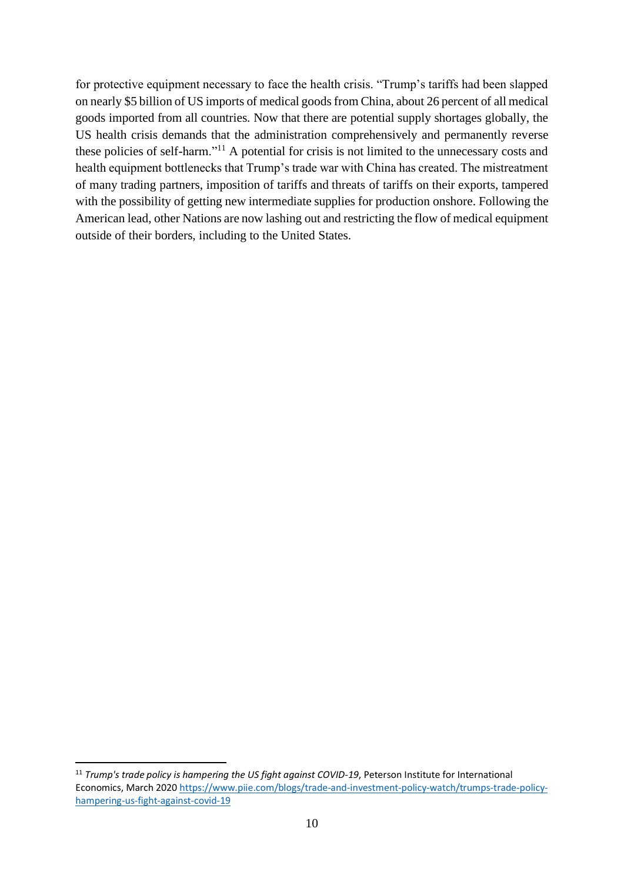for protective equipment necessary to face the health crisis. "Trump's tariffs had been slapped on nearly \$5 billion of US imports of medical goods from China, about 26 percent of all medical goods imported from all countries. Now that there are potential supply shortages globally, the US health crisis demands that the administration comprehensively and permanently reverse these policies of self-harm."[11] A potential for crisis is not limited to the unnecessary costs and health equipment bottlenecks that Trump's trade war with China has created. The mistreatment of many trading partners, imposition of tariffs and threats of tariffs on their exports, tampered with the possibility of getting new intermediate supplies for production onshore. Following the American lead, other Nations are now lashing out and restricting the flow of medical equipment outside of their borders, including to the United States.

---

[11] *Trump's trade policy is hampering the US fight against COVID-19*, Peterson Institute for International Economics, March 2020 https://www.piie.com/blogs/trade-and-investment-policy-watch/trumps-trade-policy-hampering-us-fight-against-covid-19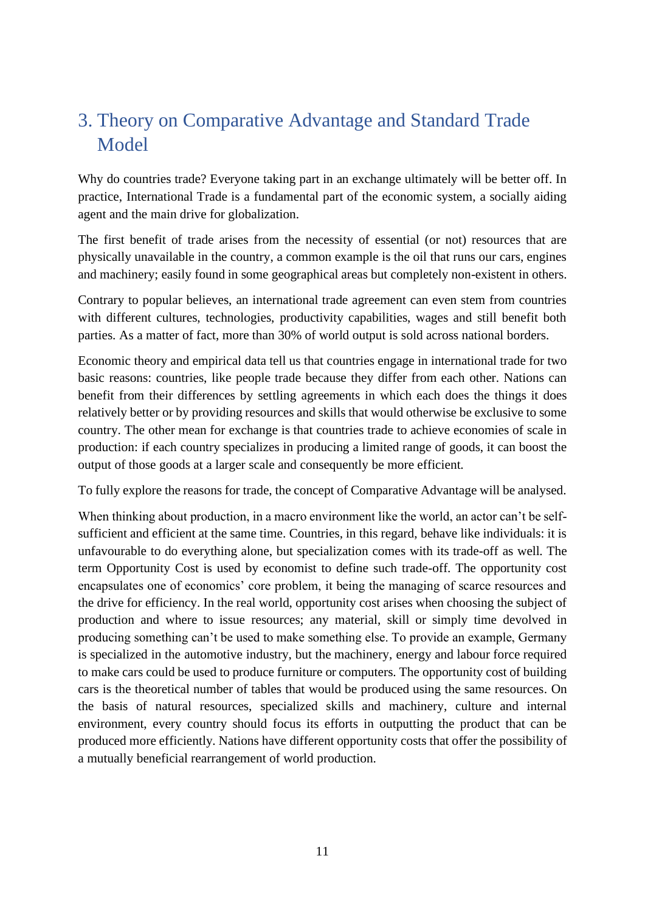# 3. Theory on Comparative Advantage and Standard Trade Model

Why do countries trade? Everyone taking part in an exchange ultimately will be better off. In practice, International Trade is a fundamental part of the economic system, a socially aiding agent and the main drive for globalization.

The first benefit of trade arises from the necessity of essential (or not) resources that are physically unavailable in the country, a common example is the oil that runs our cars, engines and machinery; easily found in some geographical areas but completely non-existent in others.

Contrary to popular believes, an international trade agreement can even stem from countries with different cultures, technologies, productivity capabilities, wages and still benefit both parties. As a matter of fact, more than 30% of world output is sold across national borders.

Economic theory and empirical data tell us that countries engage in international trade for two basic reasons: countries, like people trade because they differ from each other. Nations can benefit from their differences by settling agreements in which each does the things it does relatively better or by providing resources and skills that would otherwise be exclusive to some country. The other mean for exchange is that countries trade to achieve economies of scale in production: if each country specializes in producing a limited range of goods, it can boost the output of those goods at a larger scale and consequently be more efficient.

To fully explore the reasons for trade, the concept of Comparative Advantage will be analysed.

When thinking about production, in a macro environment like the world, an actor can't be self-sufficient and efficient at the same time. Countries, in this regard, behave like individuals: it is unfavourable to do everything alone, but specialization comes with its trade-off as well. The term Opportunity Cost is used by economist to define such trade-off. The opportunity cost encapsulates one of economics' core problem, it being the managing of scarce resources and the drive for efficiency. In the real world, opportunity cost arises when choosing the subject of production and where to issue resources; any material, skill or simply time devolved in producing something can't be used to make something else. To provide an example, Germany is specialized in the automotive industry, but the machinery, energy and labour force required to make cars could be used to produce furniture or computers. The opportunity cost of building cars is the theoretical number of tables that would be produced using the same resources. On the basis of natural resources, specialized skills and machinery, culture and internal environment, every country should focus its efforts in outputting the product that can be produced more efficiently. Nations have different opportunity costs that offer the possibility of a mutually beneficial rearrangement of world production.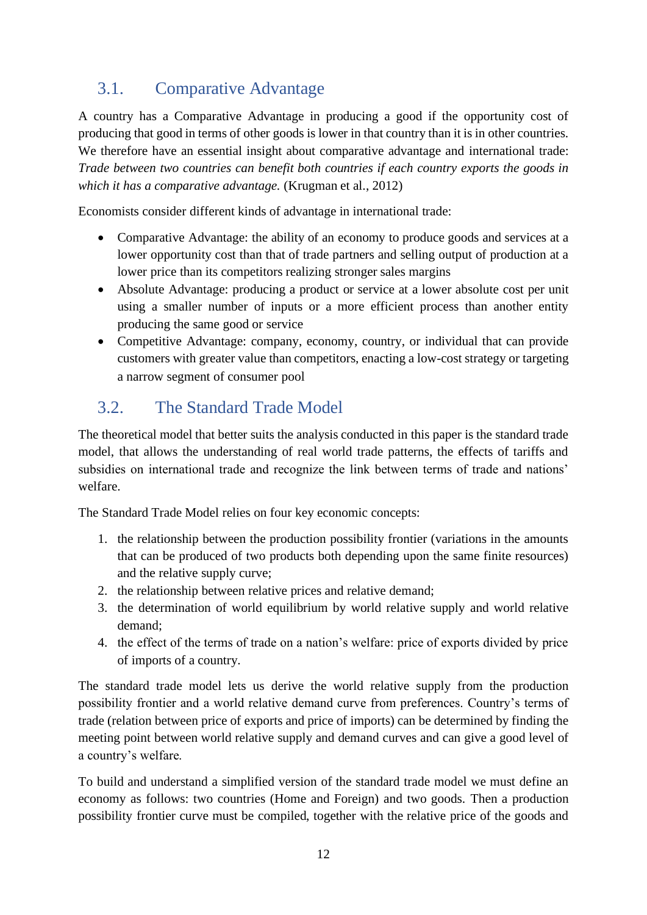## 3.1. Comparative Advantage

A country has a Comparative Advantage in producing a good if the opportunity cost of producing that good in terms of other goods is lower in that country than it is in other countries. We therefore have an essential insight about comparative advantage and international trade: *Trade between two countries can benefit both countries if each country exports the goods in which it has a comparative advantage.* (Krugman et al., 2012)

Economists consider different kinds of advantage in international trade:

- Comparative Advantage: the ability of an economy to produce goods and services at a lower opportunity cost than that of trade partners and selling output of production at a lower price than its competitors realizing stronger sales margins
- Absolute Advantage: producing a product or service at a lower absolute cost per unit using a smaller number of inputs or a more efficient process than another entity producing the same good or service
- Competitive Advantage: company, economy, country, or individual that can provide customers with greater value than competitors, enacting a low-cost strategy or targeting a narrow segment of consumer pool

## 3.2. The Standard Trade Model

The theoretical model that better suits the analysis conducted in this paper is the standard trade model, that allows the understanding of real world trade patterns, the effects of tariffs and subsidies on international trade and recognize the link between terms of trade and nations' welfare.

The Standard Trade Model relies on four key economic concepts:

1. the relationship between the production possibility frontier (variations in the amounts that can be produced of two products both depending upon the same finite resources) and the relative supply curve;
2. the relationship between relative prices and relative demand;
3. the determination of world equilibrium by world relative supply and world relative demand;
4. the effect of the terms of trade on a nation's welfare: price of exports divided by price of imports of a country.

The standard trade model lets us derive the world relative supply from the production possibility frontier and a world relative demand curve from preferences. Country's terms of trade (relation between price of exports and price of imports) can be determined by finding the meeting point between world relative supply and demand curves and can give a good level of a country's welfare.

To build and understand a simplified version of the standard trade model we must define an economy as follows: two countries (Home and Foreign) and two goods. Then a production possibility frontier curve must be compiled, together with the relative price of the goods and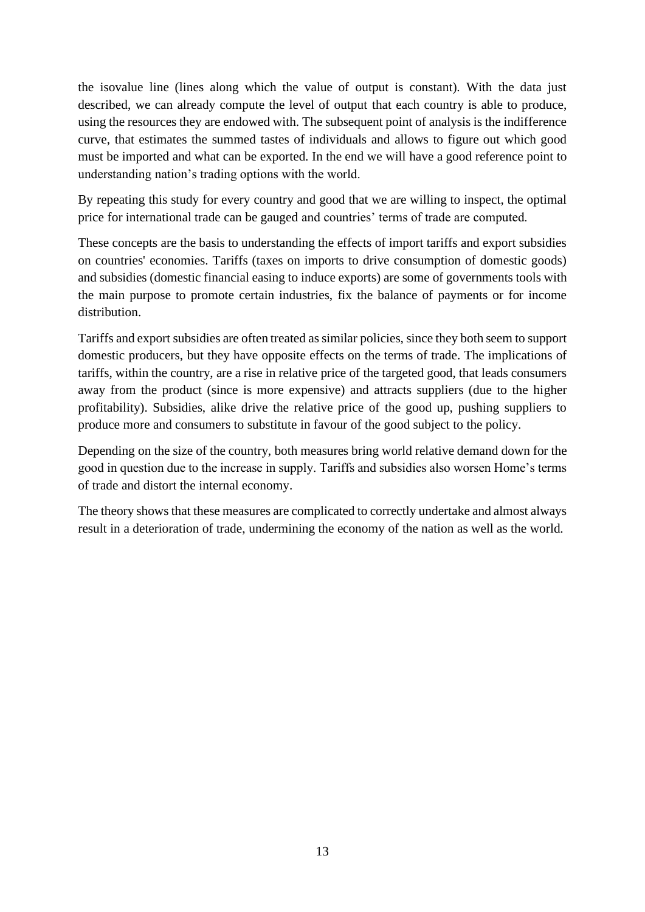the isovalue line (lines along which the value of output is constant). With the data just described, we can already compute the level of output that each country is able to produce, using the resources they are endowed with. The subsequent point of analysis is the indifference curve, that estimates the summed tastes of individuals and allows to figure out which good must be imported and what can be exported. In the end we will have a good reference point to understanding nation's trading options with the world.

By repeating this study for every country and good that we are willing to inspect, the optimal price for international trade can be gauged and countries' terms of trade are computed.

These concepts are the basis to understanding the effects of import tariffs and export subsidies on countries' economies. Tariffs (taxes on imports to drive consumption of domestic goods) and subsidies (domestic financial easing to induce exports) are some of governments tools with the main purpose to promote certain industries, fix the balance of payments or for income distribution.

Tariffs and export subsidies are often treated as similar policies, since they both seem to support domestic producers, but they have opposite effects on the terms of trade. The implications of tariffs, within the country, are a rise in relative price of the targeted good, that leads consumers away from the product (since is more expensive) and attracts suppliers (due to the higher profitability). Subsidies, alike drive the relative price of the good up, pushing suppliers to produce more and consumers to substitute in favour of the good subject to the policy.

Depending on the size of the country, both measures bring world relative demand down for the good in question due to the increase in supply. Tariffs and subsidies also worsen Home's terms of trade and distort the internal economy.

The theory shows that these measures are complicated to correctly undertake and almost always result in a deterioration of trade, undermining the economy of the nation as well as the world.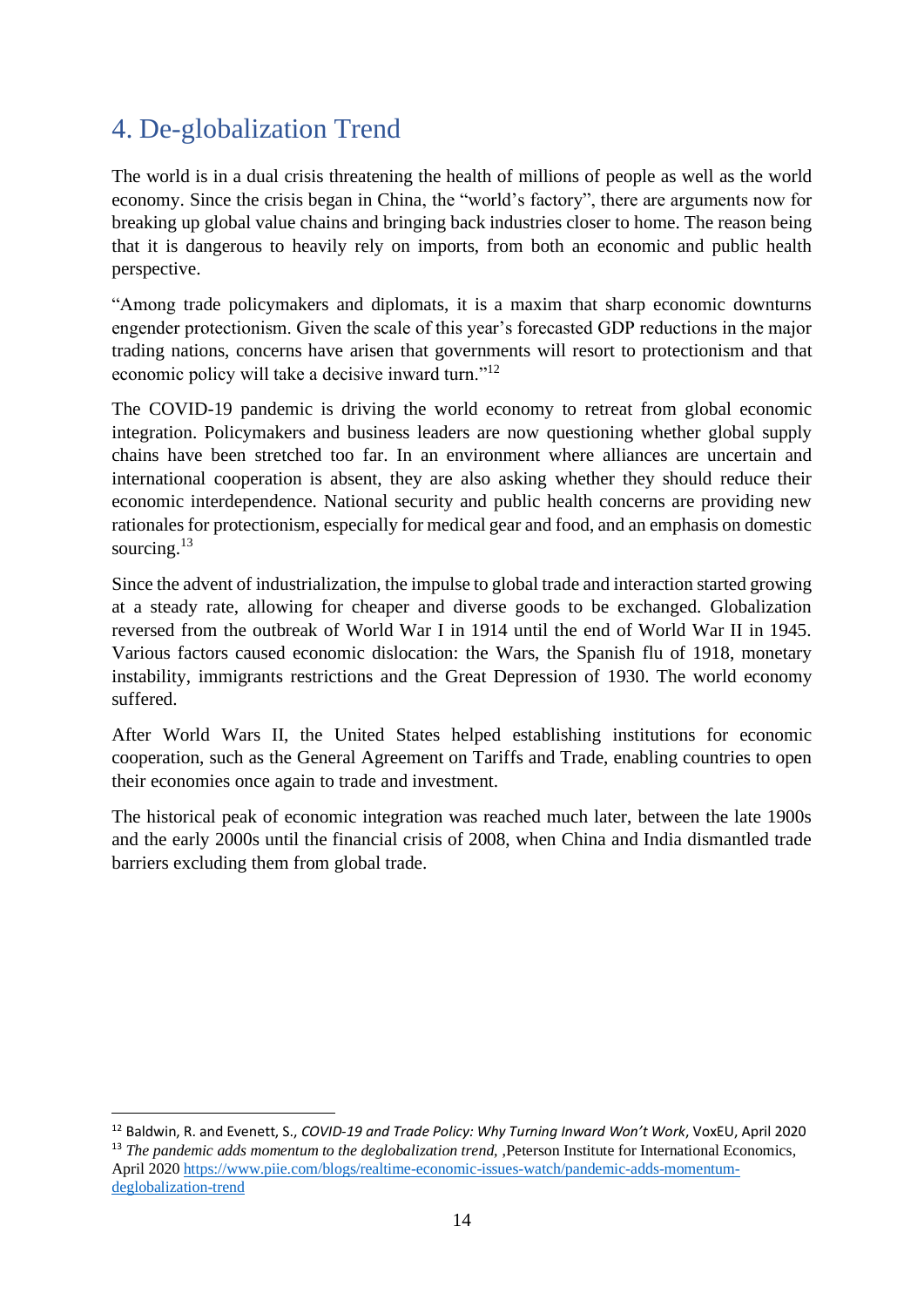# 4. De-globalization Trend

The world is in a dual crisis threatening the health of millions of people as well as the world economy. Since the crisis began in China, the “world’s factory”, there are arguments now for breaking up global value chains and bringing back industries closer to home. The reason being that it is dangerous to heavily rely on imports, from both an economic and public health perspective.

“Among trade policymakers and diplomats, it is a maxim that sharp economic downturns engender protectionism. Given the scale of this year’s forecasted GDP reductions in the major trading nations, concerns have arisen that governments will resort to protectionism and that economic policy will take a decisive inward turn.”[12]

The COVID-19 pandemic is driving the world economy to retreat from global economic integration. Policymakers and business leaders are now questioning whether global supply chains have been stretched too far. In an environment where alliances are uncertain and international cooperation is absent, they are also asking whether they should reduce their economic interdependence. National security and public health concerns are providing new rationales for protectionism, especially for medical gear and food, and an emphasis on domestic sourcing.[13]

Since the advent of industrialization, the impulse to global trade and interaction started growing at a steady rate, allowing for cheaper and diverse goods to be exchanged. Globalization reversed from the outbreak of World War I in 1914 until the end of World War II in 1945. Various factors caused economic dislocation: the Wars, the Spanish flu of 1918, monetary instability, immigrants restrictions and the Great Depression of 1930. The world economy suffered.

After World Wars II, the United States helped establishing institutions for economic cooperation, such as the General Agreement on Tariffs and Trade, enabling countries to open their economies once again to trade and investment.

The historical peak of economic integration was reached much later, between the late 1900s and the early 2000s until the financial crisis of 2008, when China and India dismantled trade barriers excluding them from global trade.

---

[12] Baldwin, R. and Evenett, S., *COVID-19 and Trade Policy: Why Turning Inward Won’t Work*, VoxEU, April 2020

[13] *The pandemic adds momentum to the deglobalization trend*, ,Peterson Institute for International Economics, April 2020 https://www.piie.com/blogs/realtime-economic-issues-watch/pandemic-adds-momentum-deglobalization-trend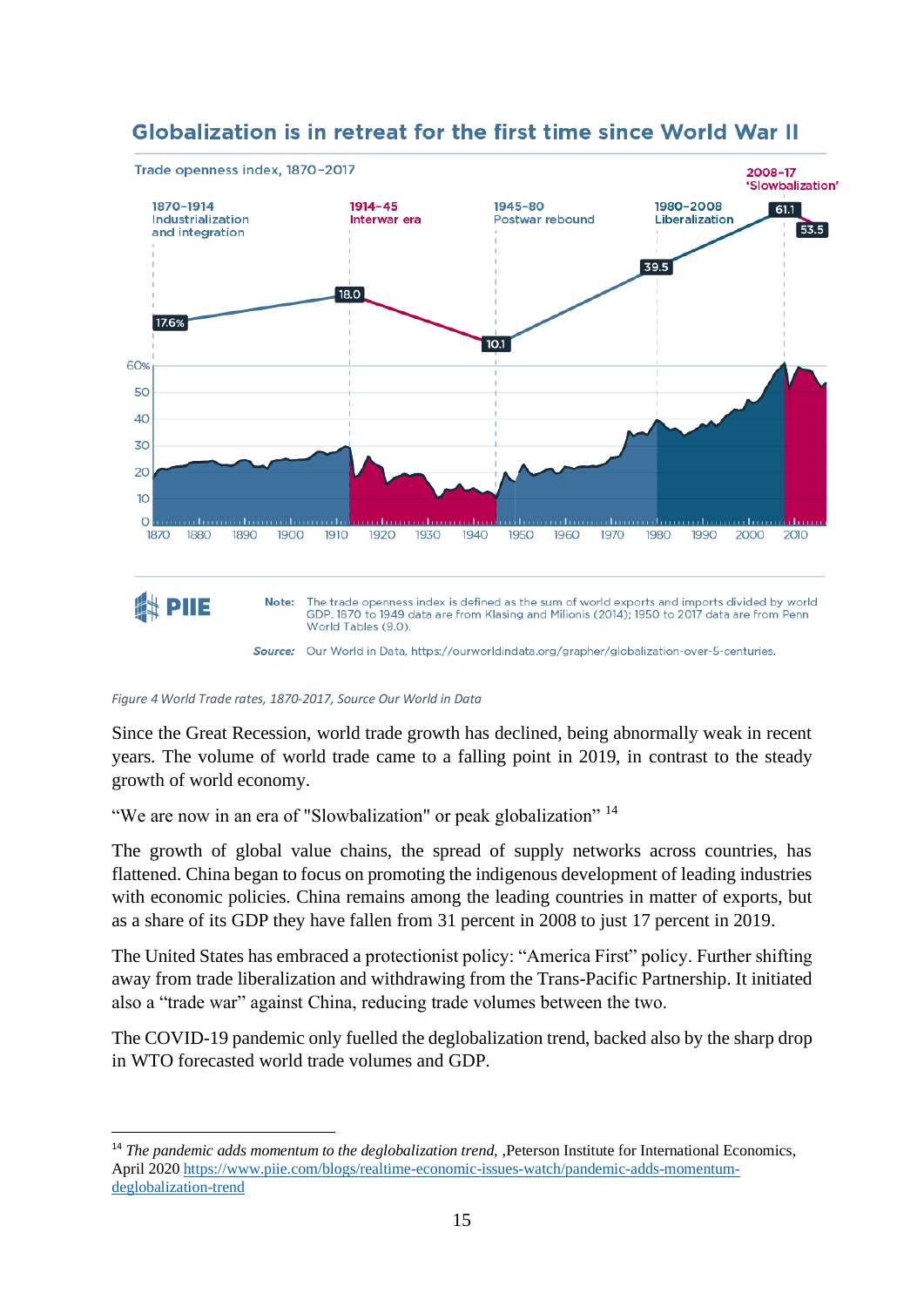*Figure 4 World Trade rates, 1870-2017, Source Our World in Data*

Since the Great Recession, world trade growth has declined, being abnormally weak in recent years. The volume of world trade came to a falling point in 2019, in contrast to the steady growth of world economy.

“We are now in an era of "Slowbalization" or peak globalization” [14]

The growth of global value chains, the spread of supply networks across countries, has flattened. China began to focus on promoting the indigenous development of leading industries with economic policies. China remains among the leading countries in matter of exports, but as a share of its GDP they have fallen from 31 percent in 2008 to just 17 percent in 2019.

The United States has embraced a protectionist policy: “America First” policy. Further shifting away from trade liberalization and withdrawing from the Trans-Pacific Partnership. It initiated also a “trade war” against China, reducing trade volumes between the two.

The COVID-19 pandemic only fuelled the deglobalization trend, backed also by the sharp drop in WTO forecasted world trade volumes and GDP.

---

[14] *The pandemic adds momentum to the deglobalization trend,* ,Peterson Institute for International Economics, April 2020 https://www.piie.com/blogs/realtime-economic-issues-watch/pandemic-adds-momentum-deglobalization-trend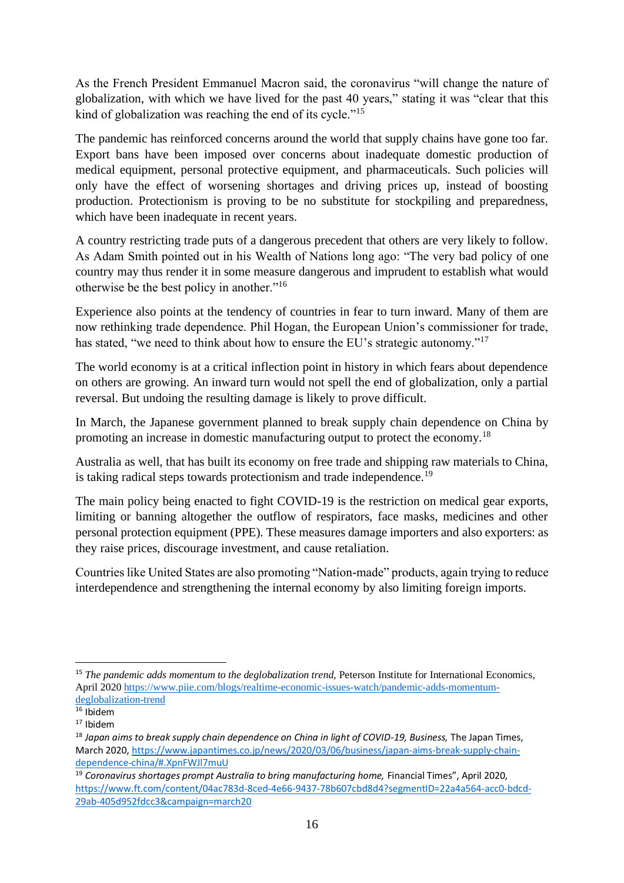As the French President Emmanuel Macron said, the coronavirus "will change the nature of globalization, with which we have lived for the past 40 years," stating it was "clear that this kind of globalization was reaching the end of its cycle."[15]

The pandemic has reinforced concerns around the world that supply chains have gone too far. Export bans have been imposed over concerns about inadequate domestic production of medical equipment, personal protective equipment, and pharmaceuticals. Such policies will only have the effect of worsening shortages and driving prices up, instead of boosting production. Protectionism is proving to be no substitute for stockpiling and preparedness, which have been inadequate in recent years.

A country restricting trade puts of a dangerous precedent that others are very likely to follow. As Adam Smith pointed out in his Wealth of Nations long ago: "The very bad policy of one country may thus render it in some measure dangerous and imprudent to establish what would otherwise be the best policy in another."[16]

Experience also points at the tendency of countries in fear to turn inward. Many of them are now rethinking trade dependence. Phil Hogan, the European Union's commissioner for trade, has stated, "we need to think about how to ensure the EU's strategic autonomy."[17]

The world economy is at a critical inflection point in history in which fears about dependence on others are growing. An inward turn would not spell the end of globalization, only a partial reversal. But undoing the resulting damage is likely to prove difficult.

In March, the Japanese government planned to break supply chain dependence on China by promoting an increase in domestic manufacturing output to protect the economy.[18]

Australia as well, that has built its economy on free trade and shipping raw materials to China, is taking radical steps towards protectionism and trade independence.[19]

The main policy being enacted to fight COVID-19 is the restriction on medical gear exports, limiting or banning altogether the outflow of respirators, face masks, medicines and other personal protection equipment (PPE). These measures damage importers and also exporters: as they raise prices, discourage investment, and cause retaliation.

Countries like United States are also promoting "Nation-made" products, again trying to reduce interdependence and strengthening the internal economy by also limiting foreign imports.

---

[15] *The pandemic adds momentum to the deglobalization trend,* Peterson Institute for International Economics, April 2020 https://www.piie.com/blogs/realtime-economic-issues-watch/pandemic-adds-momentum-deglobalization-trend

[16] Ibidem

[17] Ibidem

[18] *Japan aims to break supply chain dependence on China in light of COVID-19, Business,* The Japan Times, March 2020, https://www.japantimes.co.jp/news/2020/03/06/business/japan-aims-break-supply-chain-dependence-china/#.XpnFWJl7muU

[19] *Coronavirus shortages prompt Australia to bring manufacturing home,* Financial Times", April 2020, https://www.ft.com/content/04ac783d-8ced-4e66-9437-78b607cbd8d4?segmentID=22a4a564-acc0-bdcd-29ab-405d952fdcc3&campaign=march20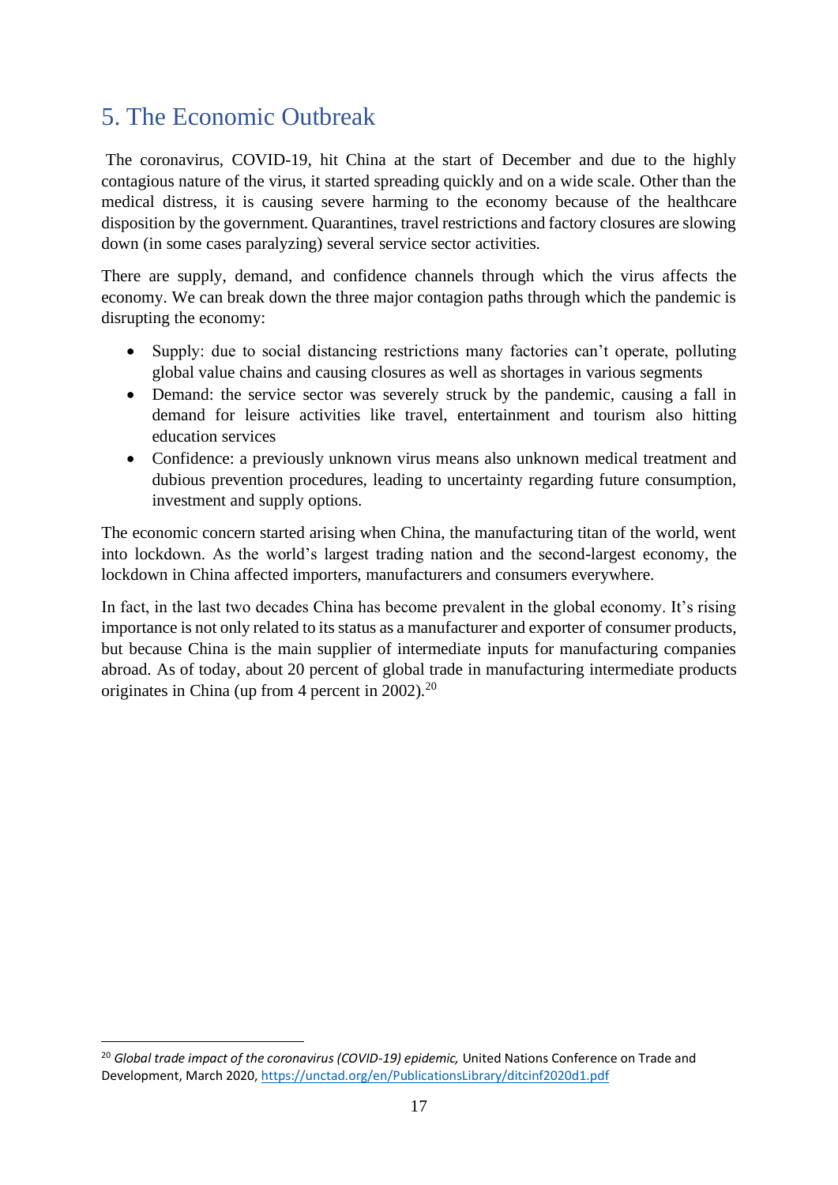## 5. The Economic Outbreak

The coronavirus, COVID-19, hit China at the start of December and due to the highly contagious nature of the virus, it started spreading quickly and on a wide scale. Other than the medical distress, it is causing severe harming to the economy because of the healthcare disposition by the government. Quarantines, travel restrictions and factory closures are slowing down (in some cases paralyzing) several service sector activities.

There are supply, demand, and confidence channels through which the virus affects the economy. We can break down the three major contagion paths through which the pandemic is disrupting the economy:

- Supply: due to social distancing restrictions many factories can't operate, polluting global value chains and causing closures as well as shortages in various segments
- Demand: the service sector was severely struck by the pandemic, causing a fall in demand for leisure activities like travel, entertainment and tourism also hitting education services
- Confidence: a previously unknown virus means also unknown medical treatment and dubious prevention procedures, leading to uncertainty regarding future consumption, investment and supply options.

The economic concern started arising when China, the manufacturing titan of the world, went into lockdown. As the world's largest trading nation and the second-largest economy, the lockdown in China affected importers, manufacturers and consumers everywhere.

In fact, in the last two decades China has become prevalent in the global economy. It's rising importance is not only related to its status as a manufacturer and exporter of consumer products, but because China is the main supplier of intermediate inputs for manufacturing companies abroad. As of today, about 20 percent of global trade in manufacturing intermediate products originates in China (up from 4 percent in 2002).[20]

---

[20] *Global trade impact of the coronavirus (COVID-19) epidemic,* United Nations Conference on Trade and Development, March 2020, https://unctad.org/en/PublicationsLibrary/ditcinf2020d1.pdf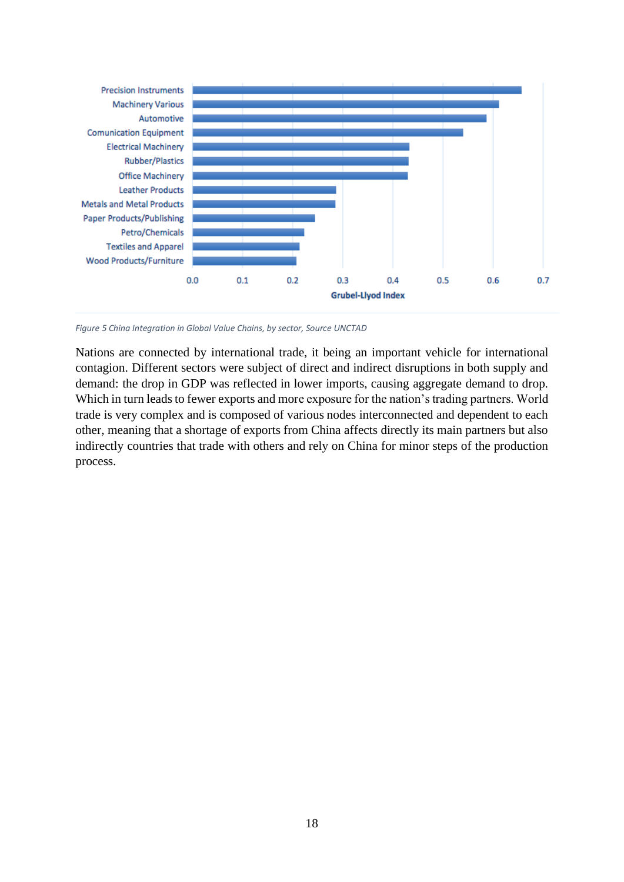*Figure 5 China Integration in Global Value Chains, by sector, Source UNCTAD*

Nations are connected by international trade, it being an important vehicle for international contagion. Different sectors were subject of direct and indirect disruptions in both supply and demand: the drop in GDP was reflected in lower imports, causing aggregate demand to drop. Which in turn leads to fewer exports and more exposure for the nation's trading partners. World trade is very complex and is composed of various nodes interconnected and dependent to each other, meaning that a shortage of exports from China affects directly its main partners but also indirectly countries that trade with others and rely on China for minor steps of the production process.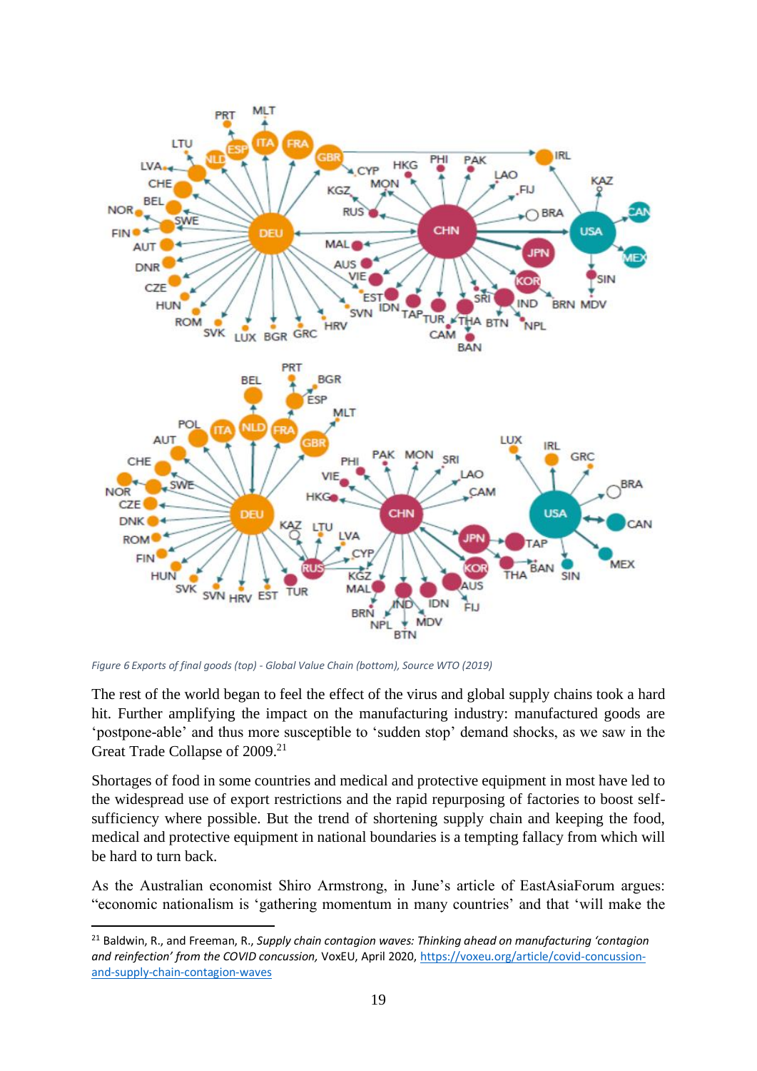*Figure 6 Exports of final goods (top) - Global Value Chain (bottom), Source WTO (2019)*

The rest of the world began to feel the effect of the virus and global supply chains took a hard hit. Further amplifying the impact on the manufacturing industry: manufactured goods are 'postpone-able' and thus more susceptible to 'sudden stop' demand shocks, as we saw in the Great Trade Collapse of 2009.[21]

Shortages of food in some countries and medical and protective equipment in most have led to the widespread use of export restrictions and the rapid repurposing of factories to boost self-sufficiency where possible. But the trend of shortening supply chain and keeping the food, medical and protective equipment in national boundaries is a tempting fallacy from which will be hard to turn back.

As the Australian economist Shiro Armstrong, in June's article of EastAsiaForum argues: "economic nationalism is 'gathering momentum in many countries' and that 'will make the

---

[21] Baldwin, R., and Freeman, R., *Supply chain contagion waves: Thinking ahead on manufacturing 'contagion and reinfection' from the COVID concussion,* VoxEU, April 2020, https://voxeu.org/article/covid-concussion-and-supply-chain-contagion-waves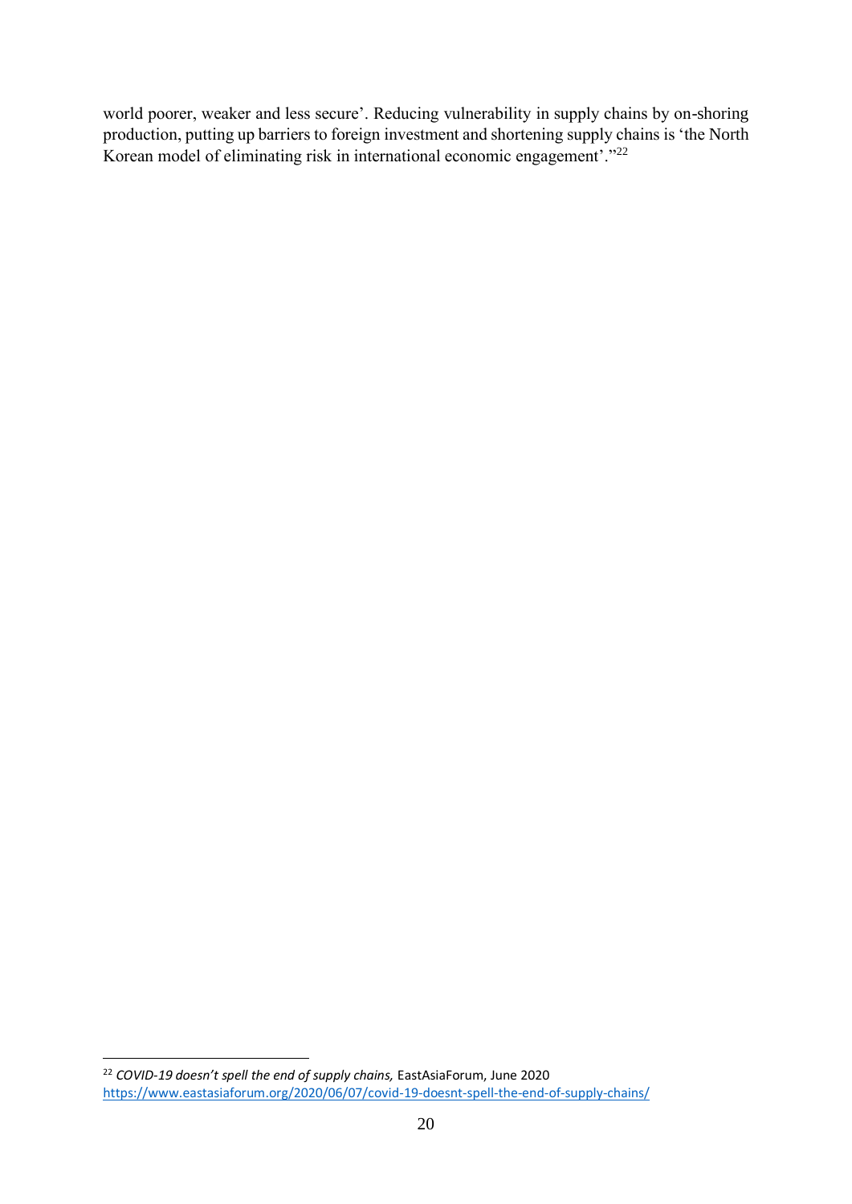world poorer, weaker and less secure'. Reducing vulnerability in supply chains by on-shoring production, putting up barriers to foreign investment and shortening supply chains is 'the North Korean model of eliminating risk in international economic engagement'."[22]

[22] *COVID-19 doesn't spell the end of supply chains,* EastAsiaForum, June 2020 https://www.eastasiaforum.org/2020/06/07/covid-19-doesnt-spell-the-end-of-supply-chains/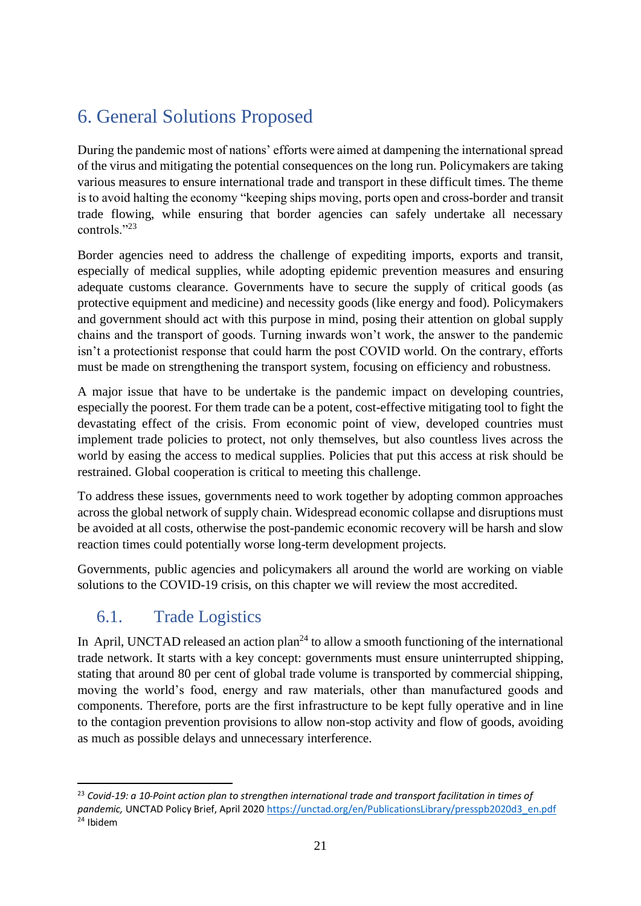# 6. General Solutions Proposed

During the pandemic most of nations' efforts were aimed at dampening the international spread of the virus and mitigating the potential consequences on the long run. Policymakers are taking various measures to ensure international trade and transport in these difficult times. The theme is to avoid halting the economy "keeping ships moving, ports open and cross-border and transit trade flowing, while ensuring that border agencies can safely undertake all necessary controls."[23]

Border agencies need to address the challenge of expediting imports, exports and transit, especially of medical supplies, while adopting epidemic prevention measures and ensuring adequate customs clearance. Governments have to secure the supply of critical goods (as protective equipment and medicine) and necessity goods (like energy and food). Policymakers and government should act with this purpose in mind, posing their attention on global supply chains and the transport of goods. Turning inwards won't work, the answer to the pandemic isn't a protectionist response that could harm the post COVID world. On the contrary, efforts must be made on strengthening the transport system, focusing on efficiency and robustness.

A major issue that have to be undertake is the pandemic impact on developing countries, especially the poorest. For them trade can be a potent, cost-effective mitigating tool to fight the devastating effect of the crisis. From economic point of view, developed countries must implement trade policies to protect, not only themselves, but also countless lives across the world by easing the access to medical supplies. Policies that put this access at risk should be restrained. Global cooperation is critical to meeting this challenge.

To address these issues, governments need to work together by adopting common approaches across the global network of supply chain. Widespread economic collapse and disruptions must be avoided at all costs, otherwise the post-pandemic economic recovery will be harsh and slow reaction times could potentially worse long-term development projects.

Governments, public agencies and policymakers all around the world are working on viable solutions to the COVID-19 crisis, on this chapter we will review the most accredited.

## 6.1. Trade Logistics

In April, UNCTAD released an action plan[24] to allow a smooth functioning of the international trade network. It starts with a key concept: governments must ensure uninterrupted shipping, stating that around 80 per cent of global trade volume is transported by commercial shipping, moving the world's food, energy and raw materials, other than manufactured goods and components. Therefore, ports are the first infrastructure to be kept fully operative and in line to the contagion prevention provisions to allow non-stop activity and flow of goods, avoiding as much as possible delays and unnecessary interference.

---

[23] *Covid-19: a 10-Point action plan to strengthen international trade and transport facilitation in times of pandemic,* UNCTAD Policy Brief, April 2020 https://unctad.org/en/PublicationsLibrary/presspb2020d3_en.pdf

[24] Ibidem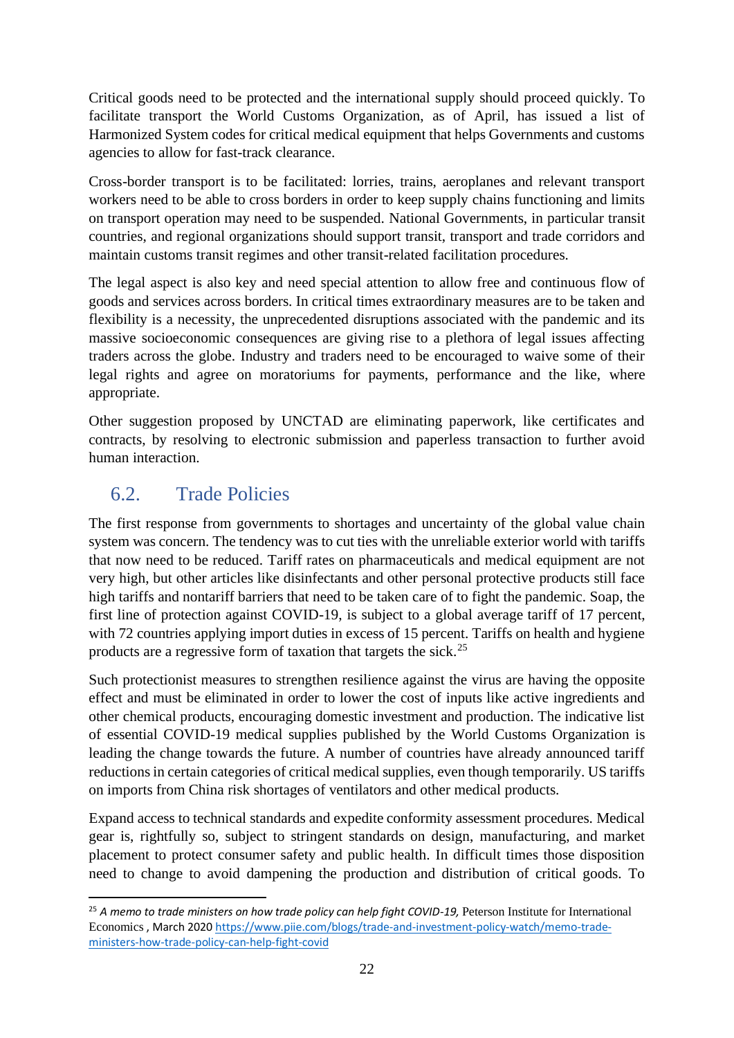Critical goods need to be protected and the international supply should proceed quickly. To facilitate transport the World Customs Organization, as of April, has issued a list of Harmonized System codes for critical medical equipment that helps Governments and customs agencies to allow for fast-track clearance.

Cross-border transport is to be facilitated: lorries, trains, aeroplanes and relevant transport workers need to be able to cross borders in order to keep supply chains functioning and limits on transport operation may need to be suspended. National Governments, in particular transit countries, and regional organizations should support transit, transport and trade corridors and maintain customs transit regimes and other transit-related facilitation procedures.

The legal aspect is also key and need special attention to allow free and continuous flow of goods and services across borders. In critical times extraordinary measures are to be taken and flexibility is a necessity, the unprecedented disruptions associated with the pandemic and its massive socioeconomic consequences are giving rise to a plethora of legal issues affecting traders across the globe. Industry and traders need to be encouraged to waive some of their legal rights and agree on moratoriums for payments, performance and the like, where appropriate.

Other suggestion proposed by UNCTAD are eliminating paperwork, like certificates and contracts, by resolving to electronic submission and paperless transaction to further avoid human interaction.

## 6.2. Trade Policies

The first response from governments to shortages and uncertainty of the global value chain system was concern. The tendency was to cut ties with the unreliable exterior world with tariffs that now need to be reduced. Tariff rates on pharmaceuticals and medical equipment are not very high, but other articles like disinfectants and other personal protective products still face high tariffs and nontariff barriers that need to be taken care of to fight the pandemic. Soap, the first line of protection against COVID-19, is subject to a global average tariff of 17 percent, with 72 countries applying import duties in excess of 15 percent. Tariffs on health and hygiene products are a regressive form of taxation that targets the sick.[25]

Such protectionist measures to strengthen resilience against the virus are having the opposite effect and must be eliminated in order to lower the cost of inputs like active ingredients and other chemical products, encouraging domestic investment and production. The indicative list of essential COVID-19 medical supplies published by the World Customs Organization is leading the change towards the future. A number of countries have already announced tariff reductions in certain categories of critical medical supplies, even though temporarily. US tariffs on imports from China risk shortages of ventilators and other medical products.

Expand access to technical standards and expedite conformity assessment procedures. Medical gear is, rightfully so, subject to stringent standards on design, manufacturing, and market placement to protect consumer safety and public health. In difficult times those disposition need to change to avoid dampening the production and distribution of critical goods. To

---

[25] *A memo to trade ministers on how trade policy can help fight COVID-19,* Peterson Institute for International Economics , March 2020 https://www.piie.com/blogs/trade-and-investment-policy-watch/memo-trade-ministers-how-trade-policy-can-help-fight-covid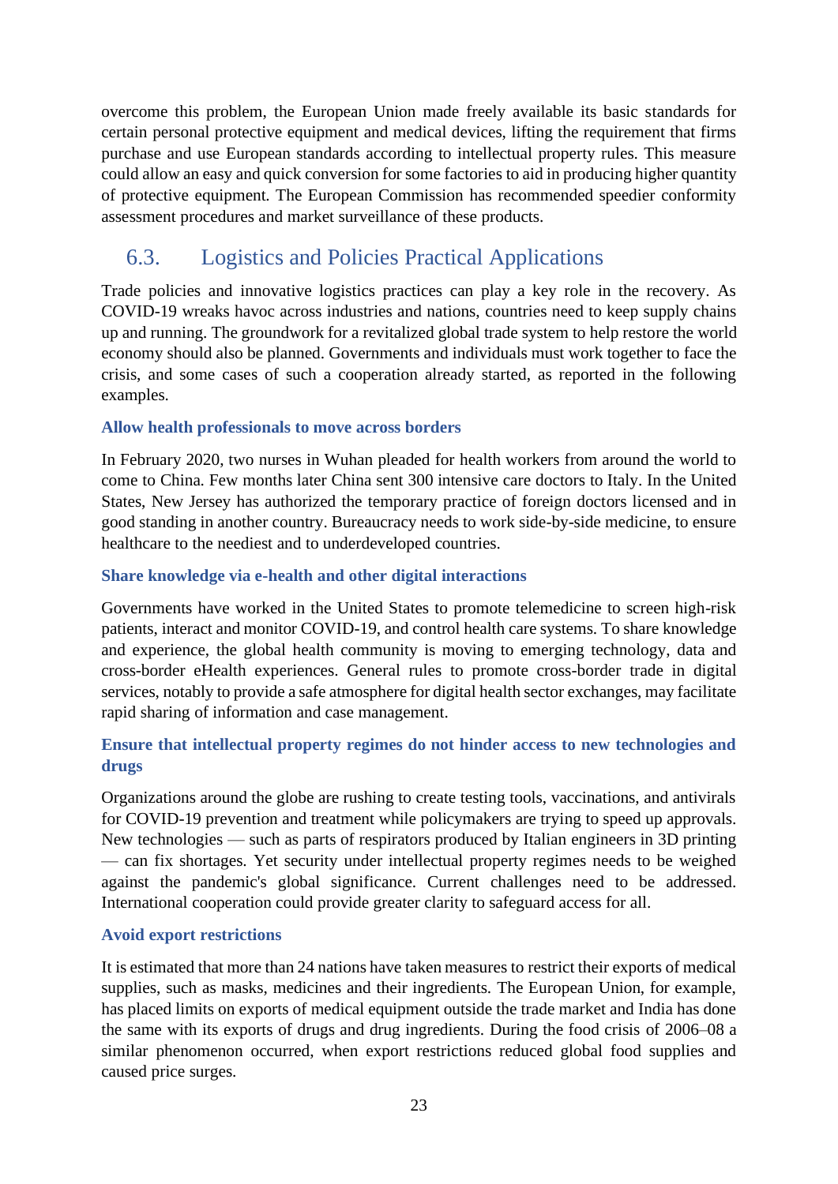overcome this problem, the European Union made freely available its basic standards for certain personal protective equipment and medical devices, lifting the requirement that firms purchase and use European standards according to intellectual property rules. This measure could allow an easy and quick conversion for some factories to aid in producing higher quantity of protective equipment. The European Commission has recommended speedier conformity assessment procedures and market surveillance of these products.

## 6.3. Logistics and Policies Practical Applications

Trade policies and innovative logistics practices can play a key role in the recovery. As COVID-19 wreaks havoc across industries and nations, countries need to keep supply chains up and running. The groundwork for a revitalized global trade system to help restore the world economy should also be planned. Governments and individuals must work together to face the crisis, and some cases of such a cooperation already started, as reported in the following examples.

#### Allow health professionals to move across borders

In February 2020, two nurses in Wuhan pleaded for health workers from around the world to come to China. Few months later China sent 300 intensive care doctors to Italy. In the United States, New Jersey has authorized the temporary practice of foreign doctors licensed and in good standing in another country. Bureaucracy needs to work side-by-side medicine, to ensure healthcare to the neediest and to underdeveloped countries.

#### Share knowledge via e-health and other digital interactions

Governments have worked in the United States to promote telemedicine to screen high-risk patients, interact and monitor COVID-19, and control health care systems. To share knowledge and experience, the global health community is moving to emerging technology, data and cross-border eHealth experiences. General rules to promote cross-border trade in digital services, notably to provide a safe atmosphere for digital health sector exchanges, may facilitate rapid sharing of information and case management.

#### Ensure that intellectual property regimes do not hinder access to new technologies and drugs

Organizations around the globe are rushing to create testing tools, vaccinations, and antivirals for COVID-19 prevention and treatment while policymakers are trying to speed up approvals. New technologies — such as parts of respirators produced by Italian engineers in 3D printing — can fix shortages. Yet security under intellectual property regimes needs to be weighed against the pandemic's global significance. Current challenges need to be addressed. International cooperation could provide greater clarity to safeguard access for all.

#### Avoid export restrictions

It is estimated that more than 24 nations have taken measures to restrict their exports of medical supplies, such as masks, medicines and their ingredients. The European Union, for example, has placed limits on exports of medical equipment outside the trade market and India has done the same with its exports of drugs and drug ingredients. During the food crisis of 2006–08 a similar phenomenon occurred, when export restrictions reduced global food supplies and caused price surges.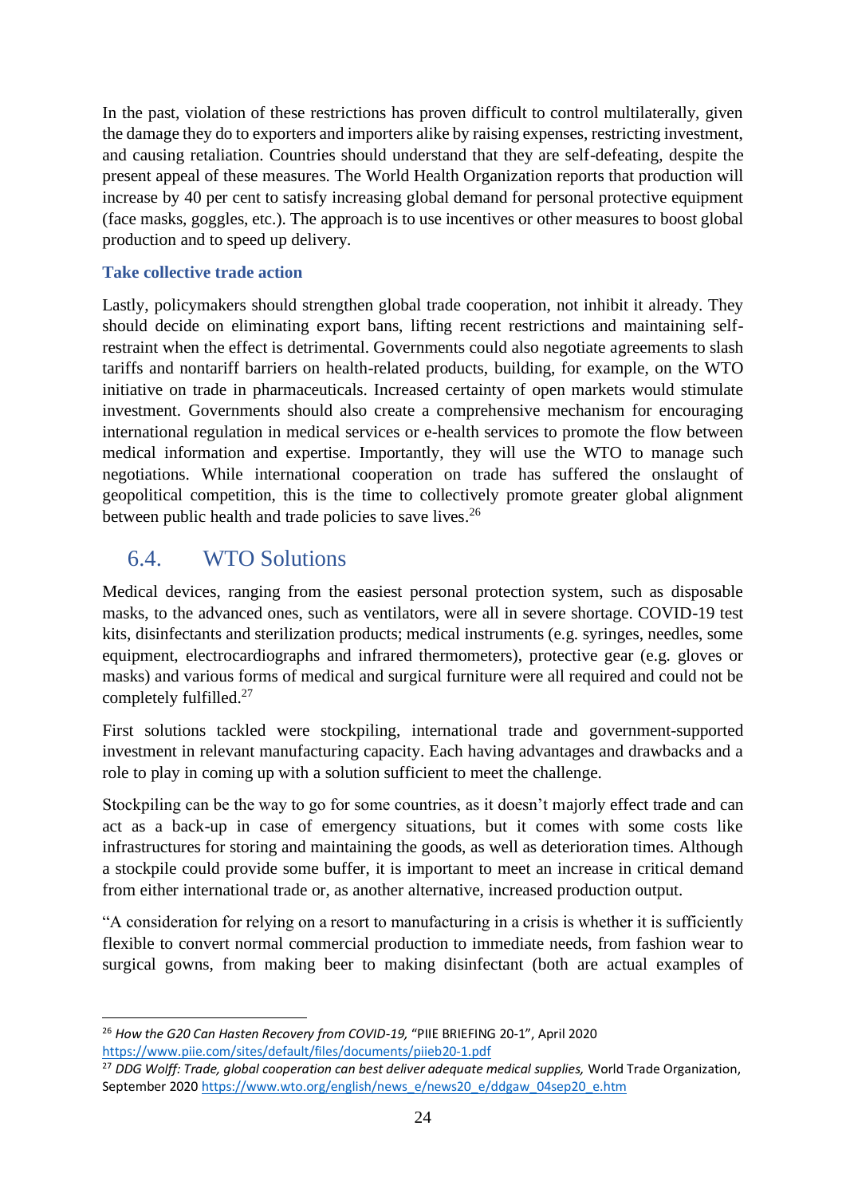In the past, violation of these restrictions has proven difficult to control multilaterally, given the damage they do to exporters and importers alike by raising expenses, restricting investment, and causing retaliation. Countries should understand that they are self-defeating, despite the present appeal of these measures. The World Health Organization reports that production will increase by 40 per cent to satisfy increasing global demand for personal protective equipment (face masks, goggles, etc.). The approach is to use incentives or other measures to boost global production and to speed up delivery.

### Take collective trade action

Lastly, policymakers should strengthen global trade cooperation, not inhibit it already. They should decide on eliminating export bans, lifting recent restrictions and maintaining self-restraint when the effect is detrimental. Governments could also negotiate agreements to slash tariffs and nontariff barriers on health-related products, building, for example, on the WTO initiative on trade in pharmaceuticals. Increased certainty of open markets would stimulate investment. Governments should also create a comprehensive mechanism for encouraging international regulation in medical services or e-health services to promote the flow between medical information and expertise. Importantly, they will use the WTO to manage such negotiations. While international cooperation on trade has suffered the onslaught of geopolitical competition, this is the time to collectively promote greater global alignment between public health and trade policies to save lives.[26]

## 6.4. WTO Solutions

Medical devices, ranging from the easiest personal protection system, such as disposable masks, to the advanced ones, such as ventilators, were all in severe shortage. COVID-19 test kits, disinfectants and sterilization products; medical instruments (e.g. syringes, needles, some equipment, electrocardiographs and infrared thermometers), protective gear (e.g. gloves or masks) and various forms of medical and surgical furniture were all required and could not be completely fulfilled.[27]

First solutions tackled were stockpiling, international trade and government-supported investment in relevant manufacturing capacity. Each having advantages and drawbacks and a role to play in coming up with a solution sufficient to meet the challenge.

Stockpiling can be the way to go for some countries, as it doesn't majorly effect trade and can act as a back-up in case of emergency situations, but it comes with some costs like infrastructures for storing and maintaining the goods, as well as deterioration times. Although a stockpile could provide some buffer, it is important to meet an increase in critical demand from either international trade or, as another alternative, increased production output.

"A consideration for relying on a resort to manufacturing in a crisis is whether it is sufficiently flexible to convert normal commercial production to immediate needs, from fashion wear to surgical gowns, from making beer to making disinfectant (both are actual examples of

---

[26] *How the G20 Can Hasten Recovery from COVID-19,* "PIIE BRIEFING 20-1", April 2020 https://www.piie.com/sites/default/files/documents/piieb20-1.pdf

[27] *DDG Wolff: Trade, global cooperation can best deliver adequate medical supplies,* World Trade Organization, September 2020 https://www.wto.org/english/news_e/news20_e/ddgaw_04sep20_e.htm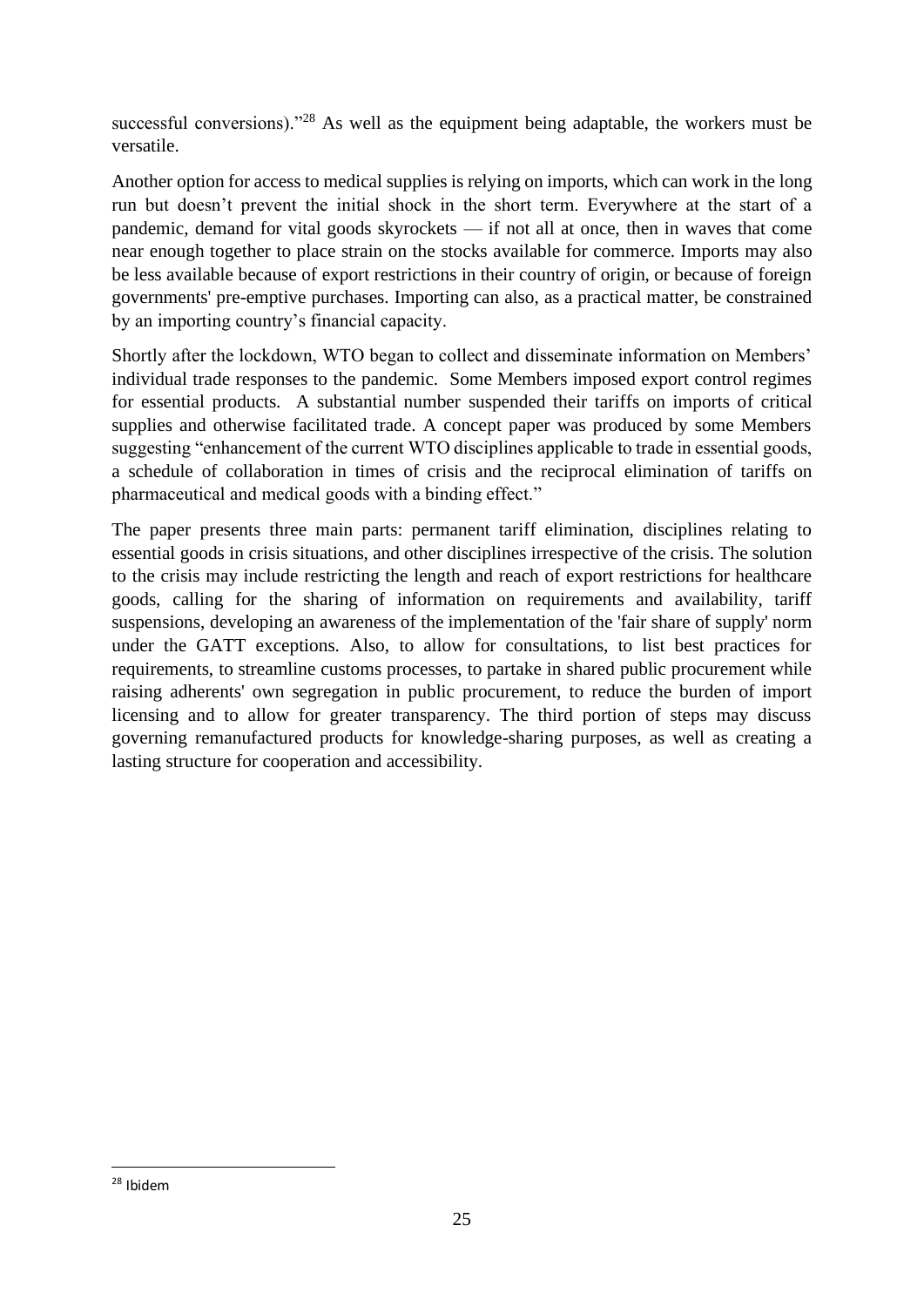successful conversions)."[28] As well as the equipment being adaptable, the workers must be versatile.

Another option for access to medical supplies is relying on imports, which can work in the long run but doesn't prevent the initial shock in the short term. Everywhere at the start of a pandemic, demand for vital goods skyrockets — if not all at once, then in waves that come near enough together to place strain on the stocks available for commerce. Imports may also be less available because of export restrictions in their country of origin, or because of foreign governments' pre-emptive purchases. Importing can also, as a practical matter, be constrained by an importing country's financial capacity.

Shortly after the lockdown, WTO began to collect and disseminate information on Members' individual trade responses to the pandemic. Some Members imposed export control regimes for essential products. A substantial number suspended their tariffs on imports of critical supplies and otherwise facilitated trade. A concept paper was produced by some Members suggesting "enhancement of the current WTO disciplines applicable to trade in essential goods, a schedule of collaboration in times of crisis and the reciprocal elimination of tariffs on pharmaceutical and medical goods with a binding effect."

The paper presents three main parts: permanent tariff elimination, disciplines relating to essential goods in crisis situations, and other disciplines irrespective of the crisis. The solution to the crisis may include restricting the length and reach of export restrictions for healthcare goods, calling for the sharing of information on requirements and availability, tariff suspensions, developing an awareness of the implementation of the 'fair share of supply' norm under the GATT exceptions. Also, to allow for consultations, to list best practices for requirements, to streamline customs processes, to partake in shared public procurement while raising adherents' own segregation in public procurement, to reduce the burden of import licensing and to allow for greater transparency. The third portion of steps may discuss governing remanufactured products for knowledge-sharing purposes, as well as creating a lasting structure for cooperation and accessibility.

[28] Ibidem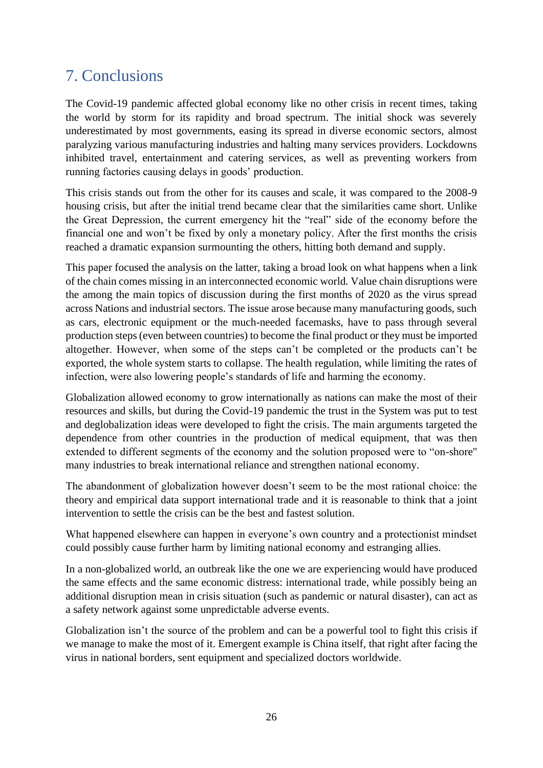## 7. Conclusions

The Covid-19 pandemic affected global economy like no other crisis in recent times, taking the world by storm for its rapidity and broad spectrum. The initial shock was severely underestimated by most governments, easing its spread in diverse economic sectors, almost paralyzing various manufacturing industries and halting many services providers. Lockdowns inhibited travel, entertainment and catering services, as well as preventing workers from running factories causing delays in goods' production.

This crisis stands out from the other for its causes and scale, it was compared to the 2008-9 housing crisis, but after the initial trend became clear that the similarities came short. Unlike the Great Depression, the current emergency hit the "real" side of the economy before the financial one and won't be fixed by only a monetary policy. After the first months the crisis reached a dramatic expansion surmounting the others, hitting both demand and supply.

This paper focused the analysis on the latter, taking a broad look on what happens when a link of the chain comes missing in an interconnected economic world. Value chain disruptions were the among the main topics of discussion during the first months of 2020 as the virus spread across Nations and industrial sectors. The issue arose because many manufacturing goods, such as cars, electronic equipment or the much-needed facemasks, have to pass through several production steps (even between countries) to become the final product or they must be imported altogether. However, when some of the steps can't be completed or the products can't be exported, the whole system starts to collapse. The health regulation, while limiting the rates of infection, were also lowering people's standards of life and harming the economy.

Globalization allowed economy to grow internationally as nations can make the most of their resources and skills, but during the Covid-19 pandemic the trust in the System was put to test and deglobalization ideas were developed to fight the crisis. The main arguments targeted the dependence from other countries in the production of medical equipment, that was then extended to different segments of the economy and the solution proposed were to "on-shore" many industries to break international reliance and strengthen national economy.

The abandonment of globalization however doesn't seem to be the most rational choice: the theory and empirical data support international trade and it is reasonable to think that a joint intervention to settle the crisis can be the best and fastest solution.

What happened elsewhere can happen in everyone's own country and a protectionist mindset could possibly cause further harm by limiting national economy and estranging allies.

In a non-globalized world, an outbreak like the one we are experiencing would have produced the same effects and the same economic distress: international trade, while possibly being an additional disruption mean in crisis situation (such as pandemic or natural disaster), can act as a safety network against some unpredictable adverse events.

Globalization isn't the source of the problem and can be a powerful tool to fight this crisis if we manage to make the most of it. Emergent example is China itself, that right after facing the virus in national borders, sent equipment and specialized doctors worldwide.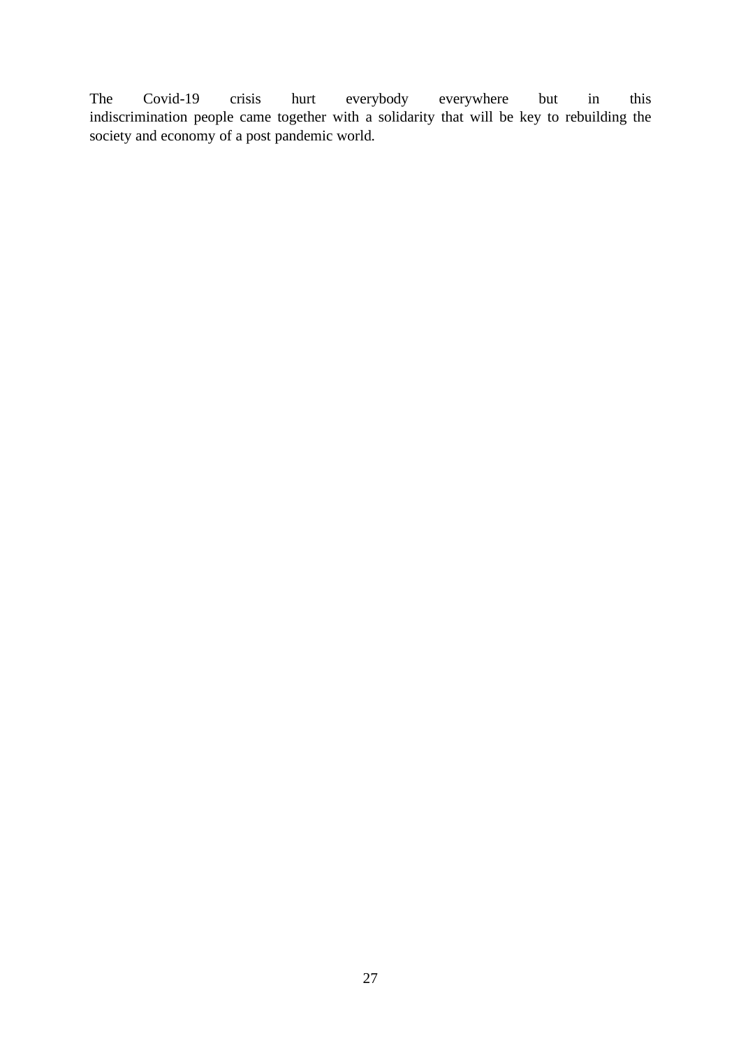The Covid-19 crisis hurt everybody everywhere but in this indiscrimination people came together with a solidarity that will be key to rebuilding the society and economy of a post pandemic world.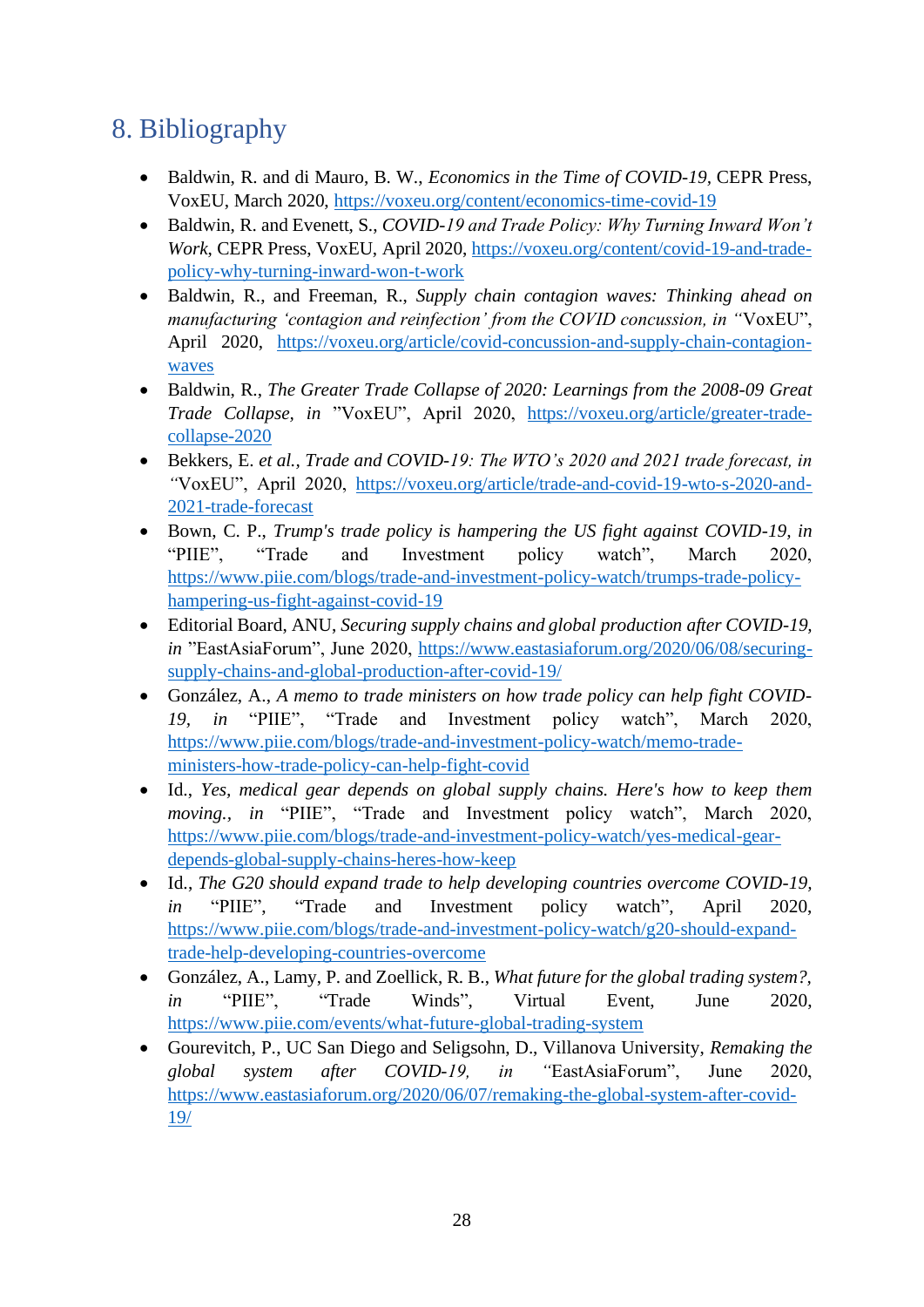# 8. Bibliography

- Baldwin, R. and di Mauro, B. W., *Economics in the Time of COVID-19*, CEPR Press, VoxEU, March 2020, https://voxeu.org/content/economics-time-covid-19
- Baldwin, R. and Evenett, S., *COVID-19 and Trade Policy: Why Turning Inward Won't Work*, CEPR Press, VoxEU, April 2020, https://voxeu.org/content/covid-19-and-trade-policy-why-turning-inward-won-t-work
- Baldwin, R., and Freeman, R., *Supply chain contagion waves: Thinking ahead on manufacturing 'contagion and reinfection' from the COVID concussion, in* "VoxEU", April 2020, https://voxeu.org/article/covid-concussion-and-supply-chain-contagion-waves
- Baldwin, R., *The Greater Trade Collapse of 2020: Learnings from the 2008-09 Great Trade Collapse, in* "VoxEU", April 2020, https://voxeu.org/article/greater-trade-collapse-2020
- Bekkers, E. *et al.*, *Trade and COVID-19: The WTO's 2020 and 2021 trade forecast, in* "VoxEU", April 2020, https://voxeu.org/article/trade-and-covid-19-wto-s-2020-and-2021-trade-forecast
- Bown, C. P., *Trump's trade policy is hampering the US fight against COVID-19, in* "PIIE", "Trade and Investment policy watch", March 2020, https://www.piie.com/blogs/trade-and-investment-policy-watch/trumps-trade-policy-hampering-us-fight-against-covid-19
- Editorial Board, ANU, *Securing supply chains and global production after COVID-19, in* "EastAsiaForum", June 2020, https://www.eastasiaforum.org/2020/06/08/securing-supply-chains-and-global-production-after-covid-19/
- González, A., *A memo to trade ministers on how trade policy can help fight COVID-19, in* "PIIE", "Trade and Investment policy watch", March 2020, https://www.piie.com/blogs/trade-and-investment-policy-watch/memo-trade-ministers-how-trade-policy-can-help-fight-covid
- Id., *Yes, medical gear depends on global supply chains. Here's how to keep them moving., in* "PIIE", "Trade and Investment policy watch", March 2020, https://www.piie.com/blogs/trade-and-investment-policy-watch/yes-medical-gear-depends-global-supply-chains-heres-how-keep
- Id., *The G20 should expand trade to help developing countries overcome COVID-19, in* "PIIE", "Trade and Investment policy watch", April 2020, https://www.piie.com/blogs/trade-and-investment-policy-watch/g20-should-expand-trade-help-developing-countries-overcome
- González, A., Lamy, P. and Zoellick, R. B., *What future for the global trading system?, in* "PIIE", "Trade Winds", Virtual Event, June 2020, https://www.piie.com/events/what-future-global-trading-system
- Gourevitch, P., UC San Diego and Seligsohn, D., Villanova University, *Remaking the global system after COVID-19, in* "EastAsiaForum", June 2020, https://www.eastasiaforum.org/2020/06/07/remaking-the-global-system-after-covid-19/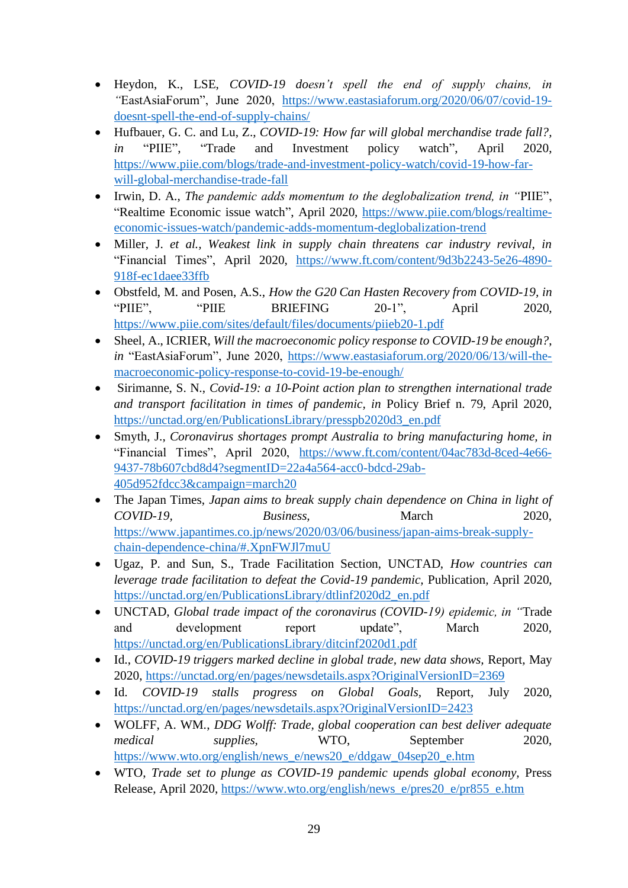- Heydon, K., LSE, *COVID-19 doesn't spell the end of supply chains, in* "EastAsiaForum", June 2020, https://www.eastasiaforum.org/2020/06/07/covid-19-doesnt-spell-the-end-of-supply-chains/
- Hufbauer, G. C. and Lu, Z., *COVID-19: How far will global merchandise trade fall?, in* "PIIE", "Trade and Investment policy watch", April 2020, https://www.piie.com/blogs/trade-and-investment-policy-watch/covid-19-how-far-will-global-merchandise-trade-fall
- Irwin, D. A., *The pandemic adds momentum to the deglobalization trend, in* "PIIE", "Realtime Economic issue watch", April 2020, https://www.piie.com/blogs/realtime-economic-issues-watch/pandemic-adds-momentum-deglobalization-trend
- Miller, J. *et al.*, *Weakest link in supply chain threatens car industry revival, in* "Financial Times", April 2020, https://www.ft.com/content/9d3b2243-5e26-4890-918f-ec1daee33ffb
- Obstfeld, M. and Posen, A.S., *How the G20 Can Hasten Recovery from COVID-19, in* "PIIE", "PIIE BRIEFING 20-1", April 2020, https://www.piie.com/sites/default/files/documents/piieb20-1.pdf
- Sheel, A., ICRIER, *Will the macroeconomic policy response to COVID-19 be enough?, in* "EastAsiaForum", June 2020, https://www.eastasiaforum.org/2020/06/13/will-the-macroeconomic-policy-response-to-covid-19-be-enough/
- Sirimanne, S. N., *Covid-19: a 10-Point action plan to strengthen international trade and transport facilitation in times of pandemic, in* Policy Brief n. 79, April 2020, https://unctad.org/en/PublicationsLibrary/presspb2020d3_en.pdf
- Smyth, J., *Coronavirus shortages prompt Australia to bring manufacturing home, in* "Financial Times", April 2020, https://www.ft.com/content/04ac783d-8ced-4e66-9437-78b607cbd8d4?segmentID=22a4a564-acc0-bdcd-29ab-405d952fdcc3&campaign=march20
- The Japan Times, *Japan aims to break supply chain dependence on China in light of COVID-19, Business,* March 2020, https://www.japantimes.co.jp/news/2020/03/06/business/japan-aims-break-supply-chain-dependence-china/#.XpnFWJl7muU
- Ugaz, P. and Sun, S., Trade Facilitation Section, UNCTAD, *How countries can leverage trade facilitation to defeat the Covid-19 pandemic*, Publication, April 2020, https://unctad.org/en/PublicationsLibrary/dtlinf2020d2_en.pdf
- UNCTAD, *Global trade impact of the coronavirus (COVID-19) epidemic, in* "Trade and development report update", March 2020, https://unctad.org/en/PublicationsLibrary/ditcinf2020d1.pdf
- Id., *COVID-19 triggers marked decline in global trade, new data shows*, Report, May 2020, https://unctad.org/en/pages/newsdetails.aspx?OriginalVersionID=2369
- Id. *COVID-19 stalls progress on Global Goals*, Report, July 2020, https://unctad.org/en/pages/newsdetails.aspx?OriginalVersionID=2423
- WOLFF, A. WM., *DDG Wolff: Trade, global cooperation can best deliver adequate medical supplies*, WTO, September 2020, https://www.wto.org/english/news_e/news20_e/ddgaw_04sep20_e.htm
- WTO, *Trade set to plunge as COVID-19 pandemic upends global economy*, Press Release, April 2020, https://www.wto.org/english/news_e/pres20_e/pr855_e.htm